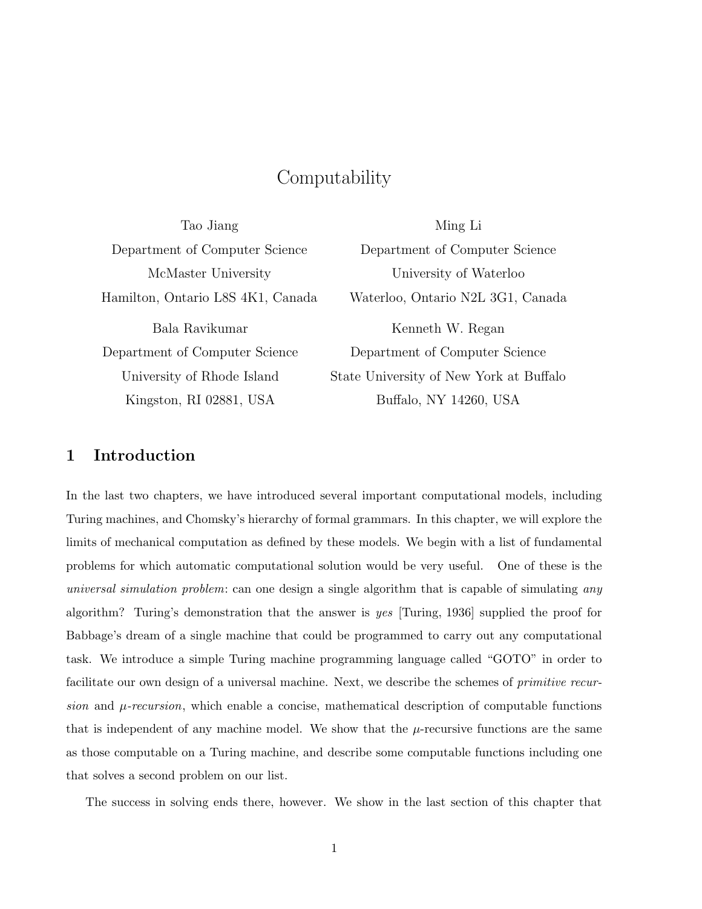# Computability

Tao Jiang
Department of Computer Science
McMaster University
Hamilton, Ontario L8S 4K1, Canada

Ming Li
Department of Computer Science
University of Waterloo
Waterloo, Ontario N2L 3G1, Canada

Bala Ravikumar
Department of Computer Science
University of Rhode Island
Kingston, RI 02881, USA

Kenneth W. Regan
Department of Computer Science
State University of New York at Buffalo
Buffalo, NY 14260, USA

## 1 Introduction

In the last two chapters, we have introduced several important computational models, including Turing machines, and Chomsky's hierarchy of formal grammars. In this chapter, we will explore the limits of mechanical computation as defined by these models. We begin with a list of fundamental problems for which automatic computational solution would be very useful. One of these is the *universal simulation problem*: can one design a single algorithm that is capable of simulating *any* algorithm? Turing's demonstration that the answer is *yes* [Turing, 1936] supplied the proof for Babbage's dream of a single machine that could be programmed to carry out any computational task. We introduce a simple Turing machine programming language called "GOTO" in order to facilitate our own design of a universal machine. Next, we describe the schemes of *primitive recursion* and *μ-recursion*, which enable a concise, mathematical description of computable functions that is independent of any machine model. We show that the μ-recursive functions are the same as those computable on a Turing machine, and describe some computable functions including one that solves a second problem on our list.

The success in solving ends there, however. We show in the last section of this chapter that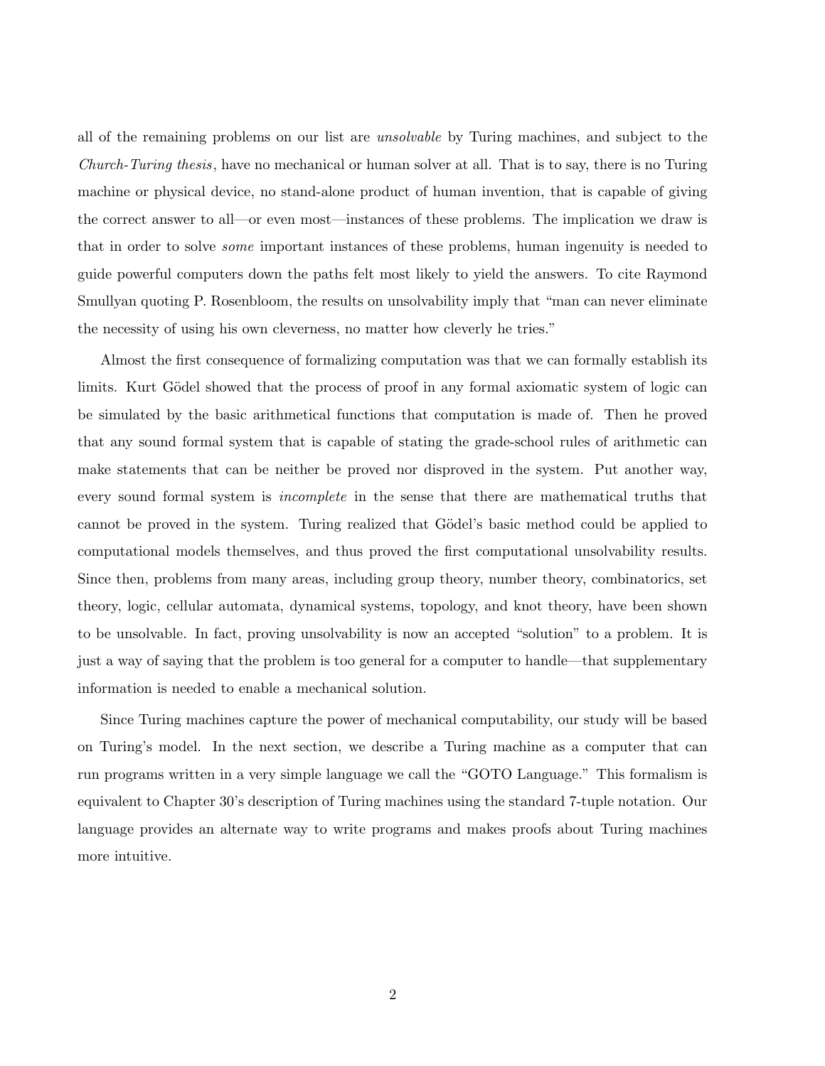all of the remaining problems on our list are *unsolvable* by Turing machines, and subject to the *Church-Turing thesis*, have no mechanical or human solver at all. That is to say, there is no Turing machine or physical device, no stand-alone product of human invention, that is capable of giving the correct answer to all—or even most—instances of these problems. The implication we draw is that in order to solve *some* important instances of these problems, human ingenuity is needed to guide powerful computers down the paths felt most likely to yield the answers. To cite Raymond Smullyan quoting P. Rosenbloom, the results on unsolvability imply that "man can never eliminate the necessity of using his own cleverness, no matter how cleverly he tries."

Almost the first consequence of formalizing computation was that we can formally establish its limits. Kurt Gödel showed that the process of proof in any formal axiomatic system of logic can be simulated by the basic arithmetical functions that computation is made of. Then he proved that any sound formal system that is capable of stating the grade-school rules of arithmetic can make statements that can be neither be proved nor disproved in the system. Put another way, every sound formal system is *incomplete* in the sense that there are mathematical truths that cannot be proved in the system. Turing realized that Gödel's basic method could be applied to computational models themselves, and thus proved the first computational unsolvability results. Since then, problems from many areas, including group theory, number theory, combinatorics, set theory, logic, cellular automata, dynamical systems, topology, and knot theory, have been shown to be unsolvable. In fact, proving unsolvability is now an accepted "solution" to a problem. It is just a way of saying that the problem is too general for a computer to handle—that supplementary information is needed to enable a mechanical solution.

Since Turing machines capture the power of mechanical computability, our study will be based on Turing's model. In the next section, we describe a Turing machine as a computer that can run programs written in a very simple language we call the "GOTO Language." This formalism is equivalent to Chapter 30's description of Turing machines using the standard 7-tuple notation. Our language provides an alternate way to write programs and makes proofs about Turing machines more intuitive.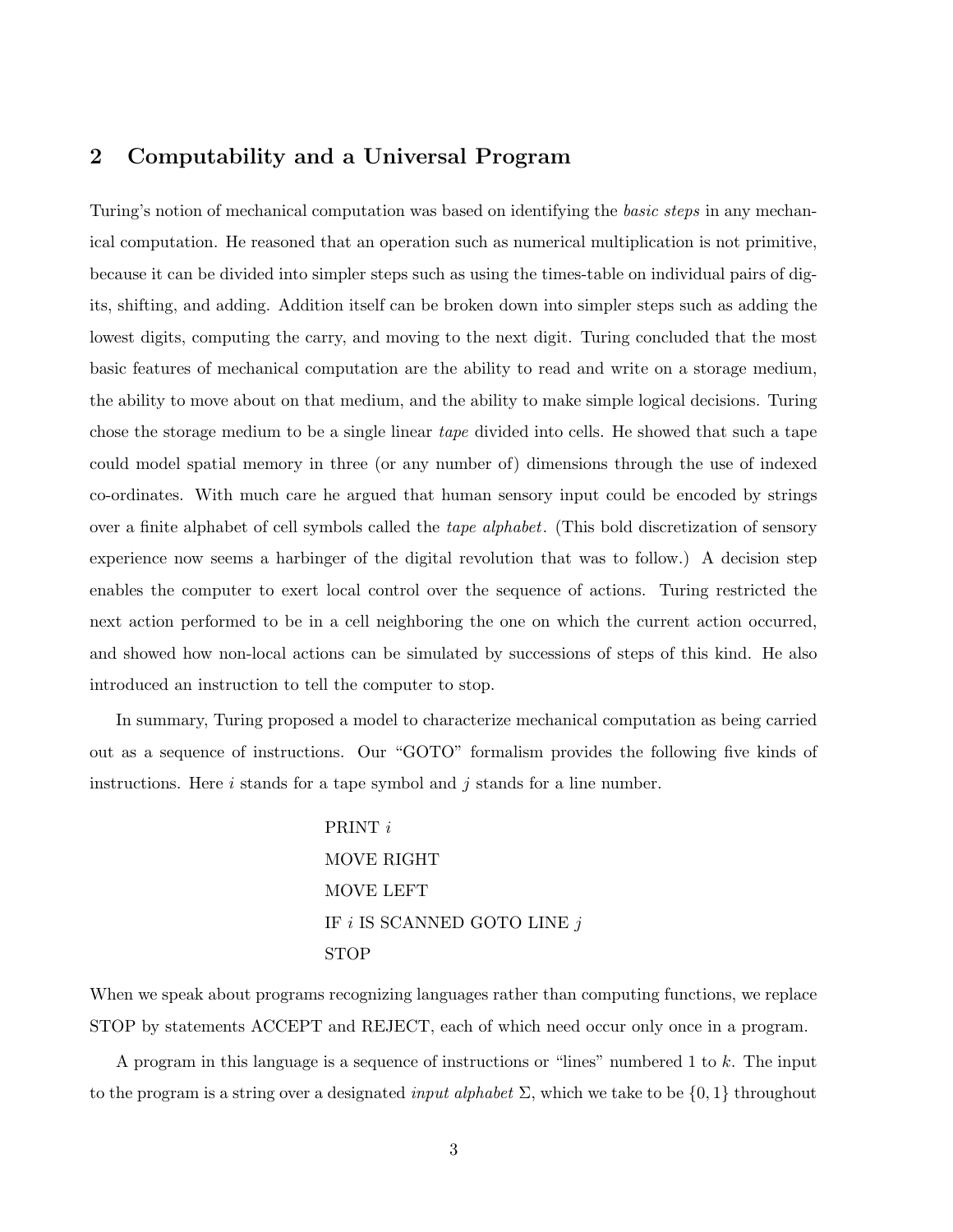## 2 Computability and a Universal Program

Turing's notion of mechanical computation was based on identifying the *basic steps* in any mechanical computation. He reasoned that an operation such as numerical multiplication is not primitive, because it can be divided into simpler steps such as using the times-table on individual pairs of digits, shifting, and adding. Addition itself can be broken down into simpler steps such as adding the lowest digits, computing the carry, and moving to the next digit. Turing concluded that the most basic features of mechanical computation are the ability to read and write on a storage medium, the ability to move about on that medium, and the ability to make simple logical decisions. Turing chose the storage medium to be a single linear *tape* divided into cells. He showed that such a tape could model spatial memory in three (or any number of) dimensions through the use of indexed co-ordinates. With much care he argued that human sensory input could be encoded by strings over a finite alphabet of cell symbols called the *tape alphabet*. (This bold discretization of sensory experience now seems a harbinger of the digital revolution that was to follow.) A decision step enables the computer to exert local control over the sequence of actions. Turing restricted the next action performed to be in a cell neighboring the one on which the current action occurred, and showed how non-local actions can be simulated by successions of steps of this kind. He also introduced an instruction to tell the computer to stop.

In summary, Turing proposed a model to characterize mechanical computation as being carried out as a sequence of instructions. Our "GOTO" formalism provides the following five kinds of instructions. Here $i$ stands for a tape symbol and $j$ stands for a line number.

PRINT $i$
MOVE RIGHT
MOVE LEFT
IF $i$ IS SCANNED GOTO LINE $j$
STOP

When we speak about programs recognizing languages rather than computing functions, we replace STOP by statements ACCEPT and REJECT, each of which need occur only once in a program.

A program in this language is a sequence of instructions or "lines" numbered 1 to $k$. The input to the program is a string over a designated *input alphabet* $\Sigma$, which we take to be $\{0, 1\}$ throughout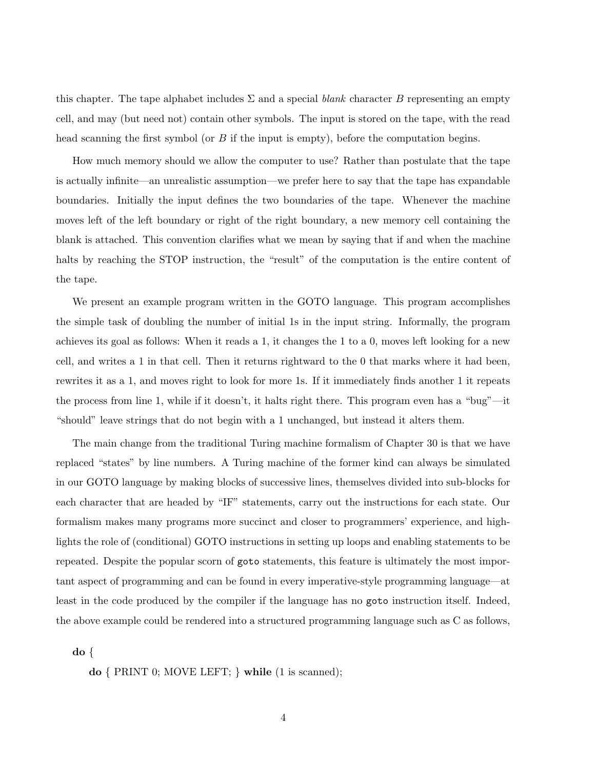this chapter. The tape alphabet includes $\Sigma$ and a special *blank* character $B$ representing an empty cell, and may (but need not) contain other symbols. The input is stored on the tape, with the read head scanning the first symbol (or $B$ if the input is empty), before the computation begins.

How much memory should we allow the computer to use? Rather than postulate that the tape is actually infinite—an unrealistic assumption—we prefer here to say that the tape has expandable boundaries. Initially the input defines the two boundaries of the tape. Whenever the machine moves left of the left boundary or right of the right boundary, a new memory cell containing the blank is attached. This convention clarifies what we mean by saying that if and when the machine halts by reaching the STOP instruction, the "result" of the computation is the entire content of the tape.

We present an example program written in the GOTO language. This program accomplishes the simple task of doubling the number of initial 1s in the input string. Informally, the program achieves its goal as follows: When it reads a 1, it changes the 1 to a 0, moves left looking for a new cell, and writes a 1 in that cell. Then it returns rightward to the 0 that marks where it had been, rewrites it as a 1, and moves right to look for more 1s. If it immediately finds another 1 it repeats the process from line 1, while if it doesn't, it halts right there. This program even has a "bug"—it "should" leave strings that do not begin with a 1 unchanged, but instead it alters them.

The main change from the traditional Turing machine formalism of Chapter 30 is that we have replaced "states" by line numbers. A Turing machine of the former kind can always be simulated in our GOTO language by making blocks of successive lines, themselves divided into sub-blocks for each character that are headed by "IF" statements, carry out the instructions for each state. Our formalism makes many programs more succinct and closer to programmers' experience, and highlights the role of (conditional) GOTO instructions in setting up loops and enabling statements to be repeated. Despite the popular scorn of `goto` statements, this feature is ultimately the most important aspect of programming and can be found in every imperative-style programming language—at least in the code produced by the compiler if the language has no `goto` instruction itself. Indeed, the above example could be rendered into a structured programming language such as C as follows,

```
do {
    do { PRINT 0; MOVE LEFT; } while (1 is scanned);
```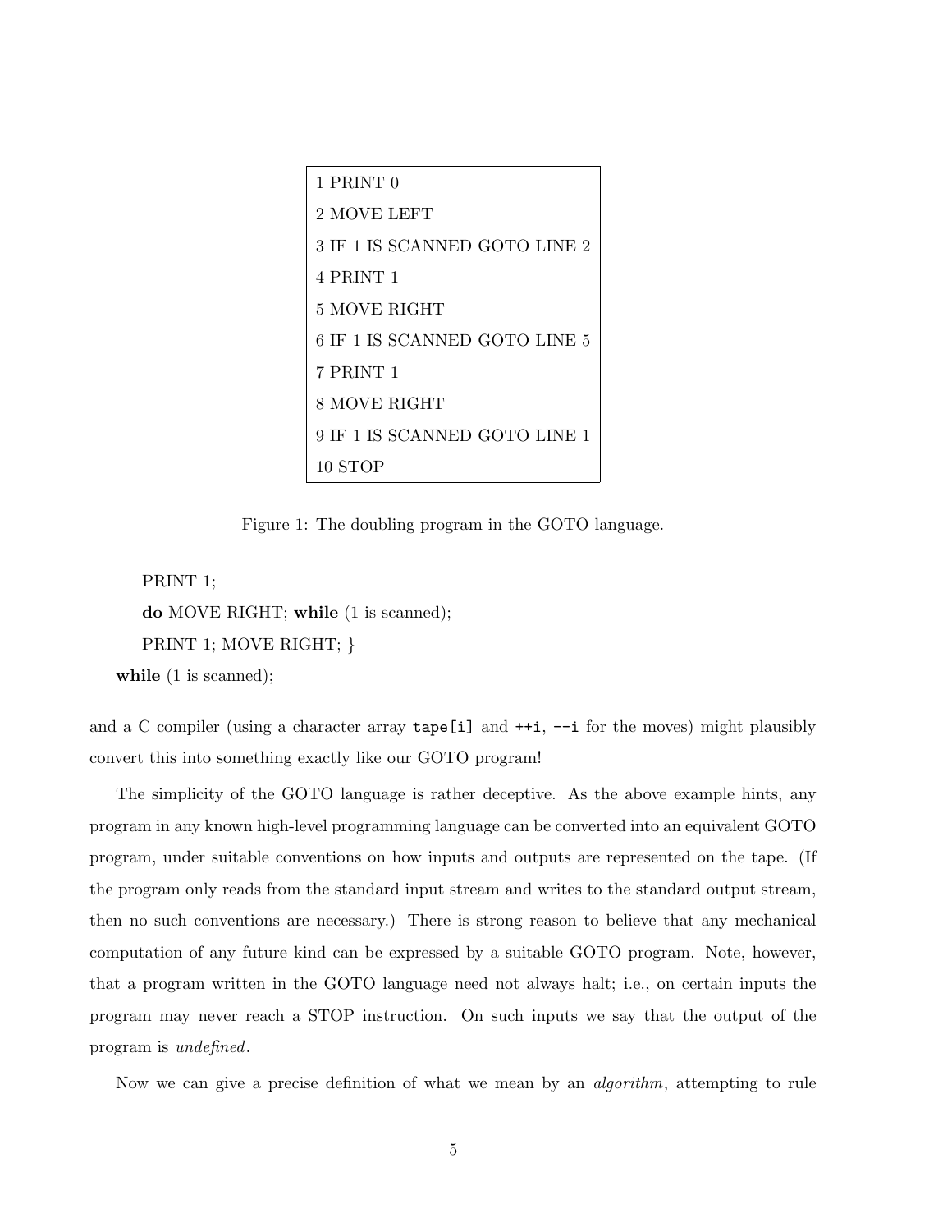```
1 PRINT 0
2 MOVE LEFT
3 IF 1 IS SCANNED GOTO LINE 2
4 PRINT 1
5 MOVE RIGHT
6 IF 1 IS SCANNED GOTO LINE 5
7 PRINT 1
8 MOVE RIGHT
9 IF 1 IS SCANNED GOTO LINE 1
10 STOP
```

Figure 1: The doubling program in the GOTO language.

```
    PRINT 1;
    do MOVE RIGHT; while (1 is scanned);
    PRINT 1; MOVE RIGHT; }
while (1 is scanned);
```

and a C compiler (using a character array `tape[i]` and `++i`, `--i` for the moves) might plausibly convert this into something exactly like our GOTO program!

The simplicity of the GOTO language is rather deceptive. As the above example hints, any program in any known high-level programming language can be converted into an equivalent GOTO program, under suitable conventions on how inputs and outputs are represented on the tape. (If the program only reads from the standard input stream and writes to the standard output stream, then no such conventions are necessary.) There is strong reason to believe that any mechanical computation of any future kind can be expressed by a suitable GOTO program. Note, however, that a program written in the GOTO language need not always halt; i.e., on certain inputs the program may never reach a STOP instruction. On such inputs we say that the output of the program is *undefined*.

Now we can give a precise definition of what we mean by an *algorithm*, attempting to rule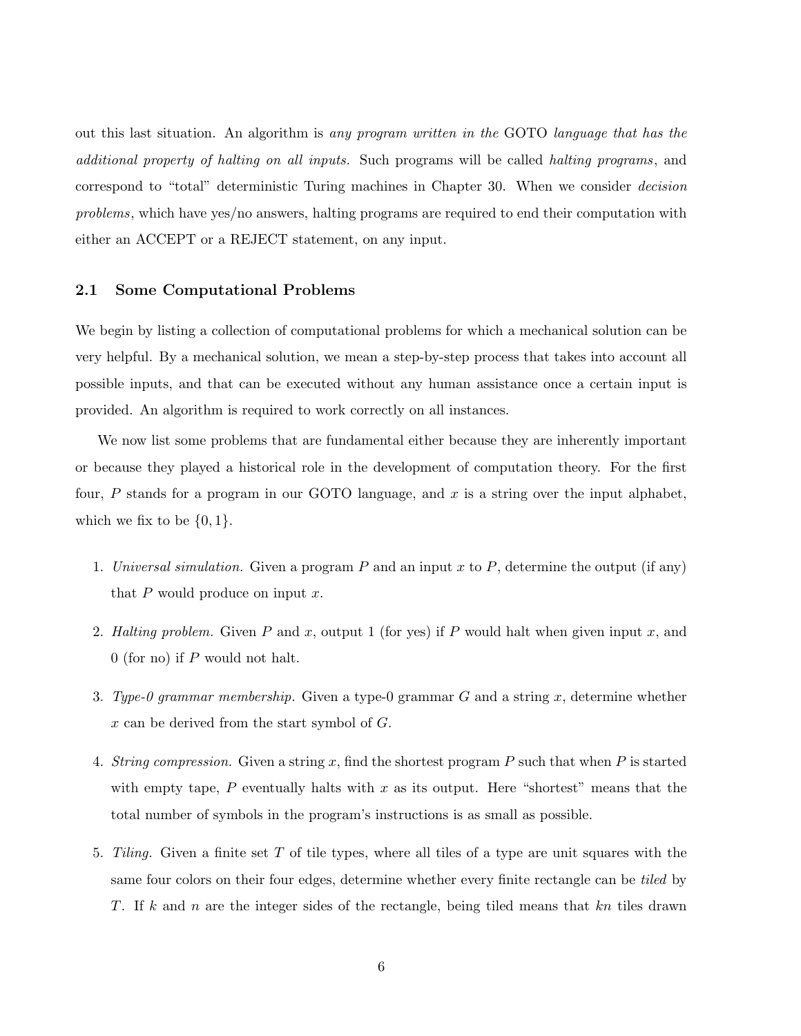out this last situation. An algorithm is *any program written in the* GOTO *language that has the additional property of halting on all inputs.* Such programs will be called *halting programs*, and correspond to "total" deterministic Turing machines in Chapter 30. When we consider *decision problems*, which have yes/no answers, halting programs are required to end their computation with either an ACCEPT or a REJECT statement, on any input.

## 2.1 Some Computational Problems

We begin by listing a collection of computational problems for which a mechanical solution can be very helpful. By a mechanical solution, we mean a step-by-step process that takes into account all possible inputs, and that can be executed without any human assistance once a certain input is provided. An algorithm is required to work correctly on all instances.

We now list some problems that are fundamental either because they are inherently important or because they played a historical role in the development of computation theory. For the first four, $P$ stands for a program in our GOTO language, and $x$ is a string over the input alphabet, which we fix to be $\{0, 1\}$.

1. *Universal simulation.* Given a program $P$ and an input $x$ to $P$, determine the output (if any) that $P$ would produce on input $x$.

2. *Halting problem.* Given $P$ and $x$, output 1 (for yes) if $P$ would halt when given input $x$, and 0 (for no) if $P$ would not halt.

3. *Type-0 grammar membership.* Given a type-0 grammar $G$ and a string $x$, determine whether $x$ can be derived from the start symbol of $G$.

4. *String compression.* Given a string $x$, find the shortest program $P$ such that when $P$ is started with empty tape, $P$ eventually halts with $x$ as its output. Here "shortest" means that the total number of symbols in the program's instructions is as small as possible.

5. *Tiling.* Given a finite set $T$ of tile types, where all tiles of a type are unit squares with the same four colors on their four edges, determine whether every finite rectangle can be *tiled* by $T$. If $k$ and $n$ are the integer sides of the rectangle, being tiled means that $kn$ tiles drawn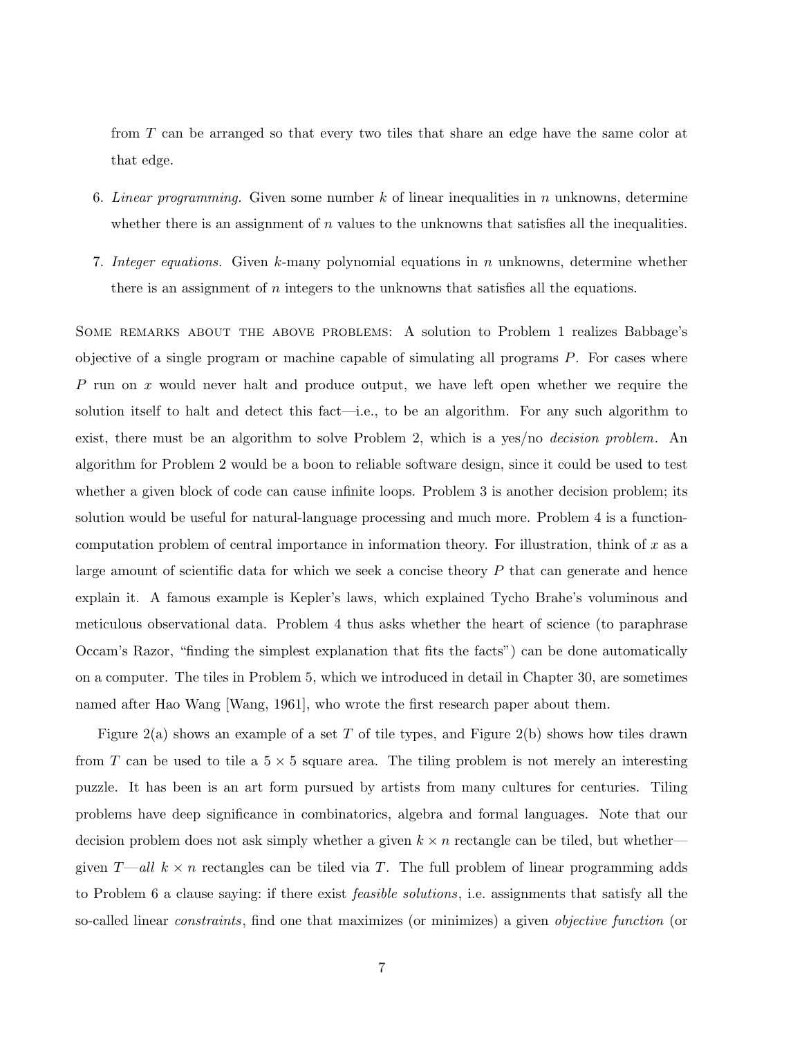from $T$ can be arranged so that every two tiles that share an edge have the same color at that edge.

6. *Linear programming.* Given some number $k$ of linear inequalities in $n$ unknowns, determine whether there is an assignment of $n$ values to the unknowns that satisfies all the inequalities.

7. *Integer equations.* Given $k$-many polynomial equations in $n$ unknowns, determine whether there is an assignment of $n$ integers to the unknowns that satisfies all the equations.

SOME REMARKS ABOUT THE ABOVE PROBLEMS: A solution to Problem 1 realizes Babbage's objective of a single program or machine capable of simulating all programs $P$. For cases where $P$ run on $x$ would never halt and produce output, we have left open whether we require the solution itself to halt and detect this fact—i.e., to be an algorithm. For any such algorithm to exist, there must be an algorithm to solve Problem 2, which is a yes/no *decision problem*. An algorithm for Problem 2 would be a boon to reliable software design, since it could be used to test whether a given block of code can cause infinite loops. Problem 3 is another decision problem; its solution would be useful for natural-language processing and much more. Problem 4 is a function-computation problem of central importance in information theory. For illustration, think of $x$ as a large amount of scientific data for which we seek a concise theory $P$ that can generate and hence explain it. A famous example is Kepler's laws, which explained Tycho Brahe's voluminous and meticulous observational data. Problem 4 thus asks whether the heart of science (to paraphrase Occam's Razor, "finding the simplest explanation that fits the facts") can be done automatically on a computer. The tiles in Problem 5, which we introduced in detail in Chapter 30, are sometimes named after Hao Wang [Wang, 1961], who wrote the first research paper about them.

Figure 2(a) shows an example of a set $T$ of tile types, and Figure 2(b) shows how tiles drawn from $T$ can be used to tile a $5 \times 5$ square area. The tiling problem is not merely an interesting puzzle. It has been is an art form pursued by artists from many cultures for centuries. Tiling problems have deep significance in combinatorics, algebra and formal languages. Note that our decision problem does not ask simply whether a given $k \times n$ rectangle can be tiled, but whether—given $T$—*all* $k \times n$ rectangles can be tiled via $T$. The full problem of linear programming adds to Problem 6 a clause saying: if there exist *feasible solutions*, i.e. assignments that satisfy all the so-called linear *constraints*, find one that maximizes (or minimizes) a given *objective function* (or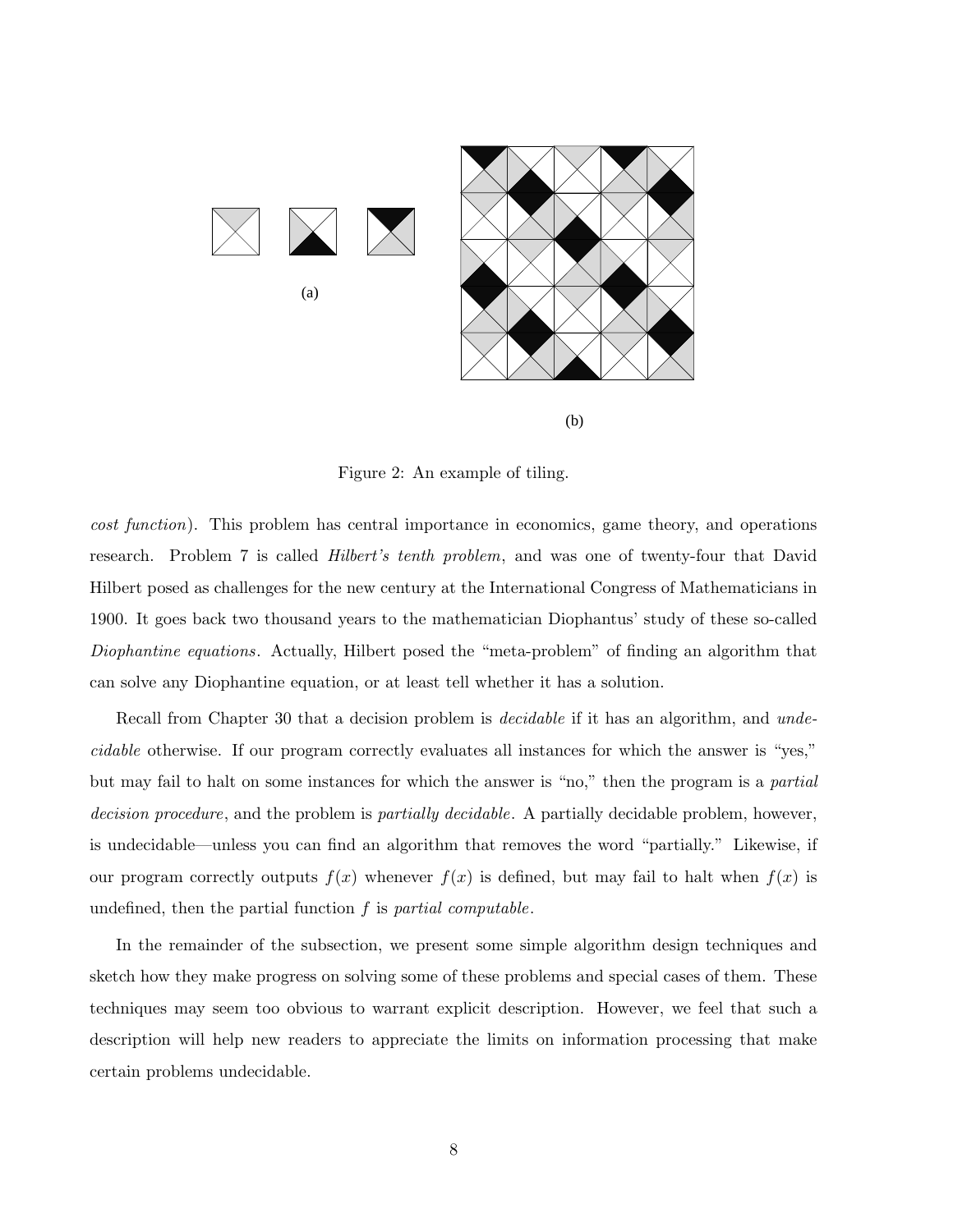(a)

(b)

Figure 2: An example of tiling.

*cost function*). This problem has central importance in economics, game theory, and operations research. Problem 7 is called *Hilbert's tenth problem*, and was one of twenty-four that David Hilbert posed as challenges for the new century at the International Congress of Mathematicians in 1900. It goes back two thousand years to the mathematician Diophantus' study of these so-called *Diophantine equations*. Actually, Hilbert posed the "meta-problem" of finding an algorithm that can solve any Diophantine equation, or at least tell whether it has a solution.

Recall from Chapter 30 that a decision problem is *decidable* if it has an algorithm, and *undecidable* otherwise. If our program correctly evaluates all instances for which the answer is "yes," but may fail to halt on some instances for which the answer is "no," then the program is a *partial decision procedure*, and the problem is *partially decidable*. A partially decidable problem, however, is undecidable—unless you can find an algorithm that removes the word "partially." Likewise, if our program correctly outputs $f(x)$ whenever $f(x)$ is defined, but may fail to halt when $f(x)$ is undefined, then the partial function $f$ is *partial computable*.

In the remainder of the subsection, we present some simple algorithm design techniques and sketch how they make progress on solving some of these problems and special cases of them. These techniques may seem too obvious to warrant explicit description. However, we feel that such a description will help new readers to appreciate the limits on information processing that make certain problems undecidable.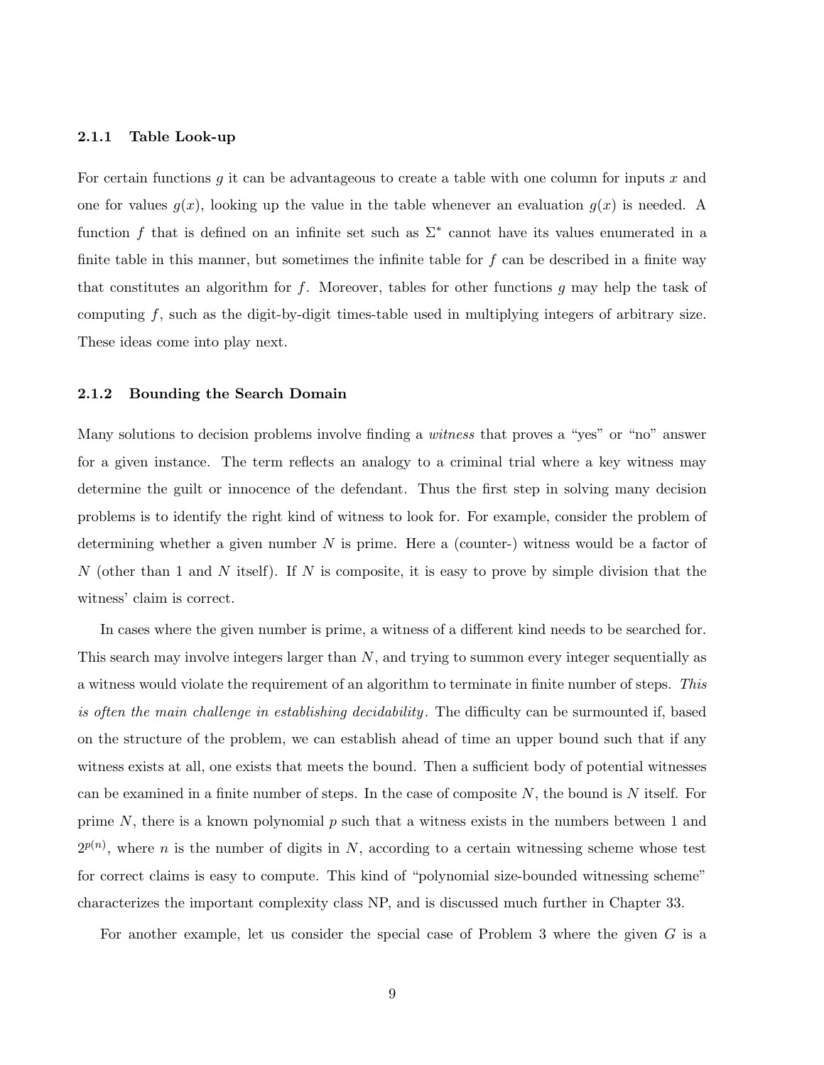### 2.1.1 Table Look-up

For certain functions $g$ it can be advantageous to create a table with one column for inputs $x$ and one for values $g(x)$, looking up the value in the table whenever an evaluation $g(x)$ is needed. A function $f$ that is defined on an infinite set such as $\Sigma^*$ cannot have its values enumerated in a finite table in this manner, but sometimes the infinite table for $f$ can be described in a finite way that constitutes an algorithm for $f$. Moreover, tables for other functions $g$ may help the task of computing $f$, such as the digit-by-digit times-table used in multiplying integers of arbitrary size. These ideas come into play next.

### 2.1.2 Bounding the Search Domain

Many solutions to decision problems involve finding a *witness* that proves a "yes" or "no" answer for a given instance. The term reflects an analogy to a criminal trial where a key witness may determine the guilt or innocence of the defendant. Thus the first step in solving many decision problems is to identify the right kind of witness to look for. For example, consider the problem of determining whether a given number $N$ is prime. Here a (counter-) witness would be a factor of $N$ (other than 1 and $N$ itself). If $N$ is composite, it is easy to prove by simple division that the witness' claim is correct.

In cases where the given number is prime, a witness of a different kind needs to be searched for. This search may involve integers larger than $N$, and trying to summon every integer sequentially as a witness would violate the requirement of an algorithm to terminate in finite number of steps. *This is often the main challenge in establishing decidability*. The difficulty can be surmounted if, based on the structure of the problem, we can establish ahead of time an upper bound such that if any witness exists at all, one exists that meets the bound. Then a sufficient body of potential witnesses can be examined in a finite number of steps. In the case of composite $N$, the bound is $N$ itself. For prime $N$, there is a known polynomial $p$ such that a witness exists in the numbers between 1 and $2^{p(n)}$, where $n$ is the number of digits in $N$, according to a certain witnessing scheme whose test for correct claims is easy to compute. This kind of "polynomial size-bounded witnessing scheme" characterizes the important complexity class NP, and is discussed much further in Chapter 33.

For another example, let us consider the special case of Problem 3 where the given $G$ is a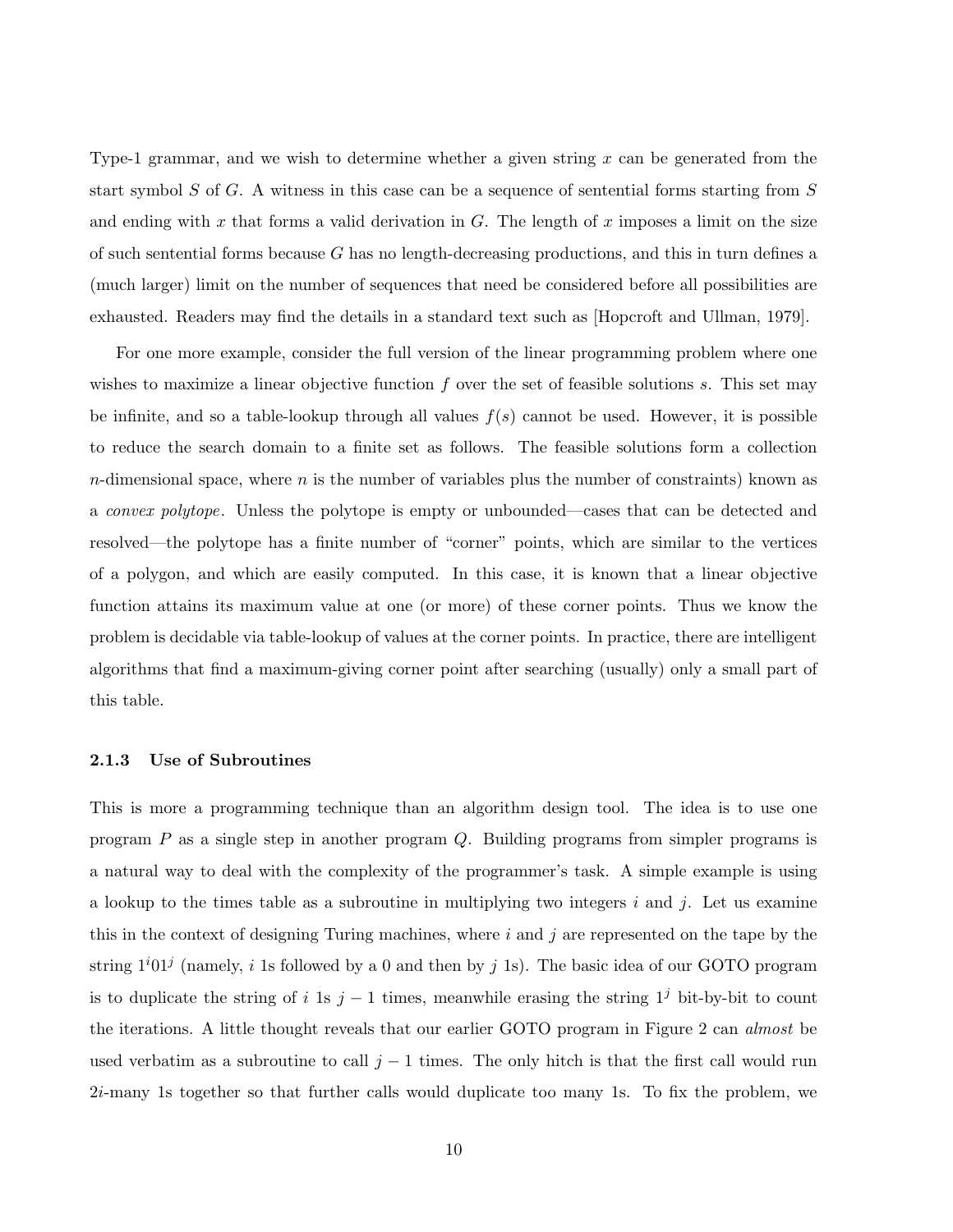Type-1 grammar, and we wish to determine whether a given string $x$ can be generated from the start symbol $S$ of $G$. A witness in this case can be a sequence of sentential forms starting from $S$ and ending with $x$ that forms a valid derivation in $G$. The length of $x$ imposes a limit on the size of such sentential forms because $G$ has no length-decreasing productions, and this in turn defines a (much larger) limit on the number of sequences that need be considered before all possibilities are exhausted. Readers may find the details in a standard text such as [Hopcroft and Ullman, 1979].

For one more example, consider the full version of the linear programming problem where one wishes to maximize a linear objective function $f$ over the set of feasible solutions $s$. This set may be infinite, and so a table-lookup through all values $f(s)$ cannot be used. However, it is possible to reduce the search domain to a finite set as follows. The feasible solutions form a collection $n$-dimensional space, where $n$ is the number of variables plus the number of constraints) known as a *convex polytope*. Unless the polytope is empty or unbounded—cases that can be detected and resolved—the polytope has a finite number of "corner" points, which are similar to the vertices of a polygon, and which are easily computed. In this case, it is known that a linear objective function attains its maximum value at one (or more) of these corner points. Thus we know the problem is decidable via table-lookup of values at the corner points. In practice, there are intelligent algorithms that find a maximum-giving corner point after searching (usually) only a small part of this table.

### 2.1.3 Use of Subroutines

This is more a programming technique than an algorithm design tool. The idea is to use one program $P$ as a single step in another program $Q$. Building programs from simpler programs is a natural way to deal with the complexity of the programmer's task. A simple example is using a lookup to the times table as a subroutine in multiplying two integers $i$ and $j$. Let us examine this in the context of designing Turing machines, where $i$ and $j$ are represented on the tape by the string $1^i01^j$ (namely, $i$ 1s followed by a 0 and then by $j$ 1s). The basic idea of our GOTO program is to duplicate the string of $i$ 1s $j-1$ times, meanwhile erasing the string $1^j$ bit-by-bit to count the iterations. A little thought reveals that our earlier GOTO program in Figure 2 can *almost* be used verbatim as a subroutine to call $j-1$ times. The only hitch is that the first call would run $2i$-many 1s together so that further calls would duplicate too many 1s. To fix the problem, we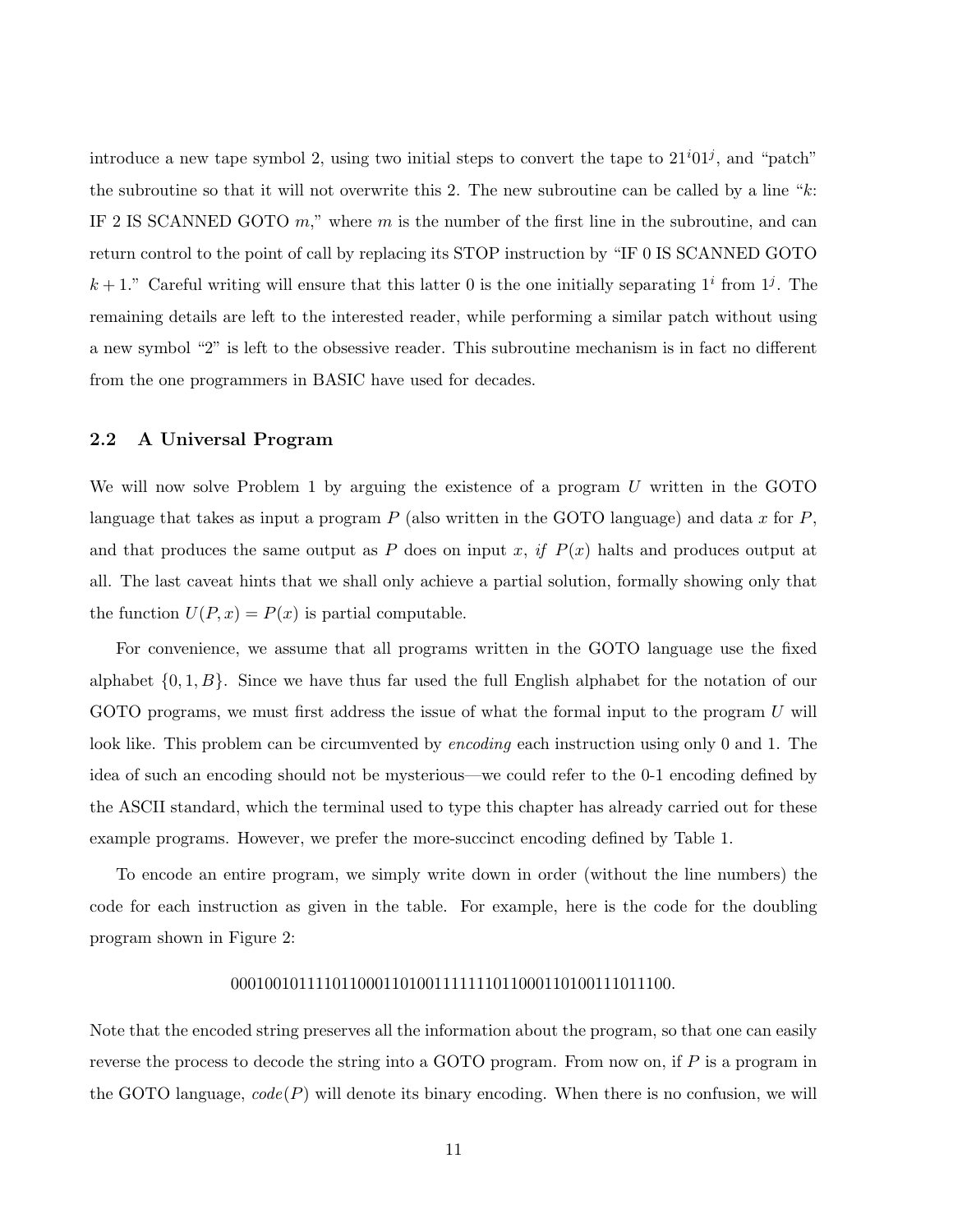introduce a new tape symbol 2, using two initial steps to convert the tape to $21^i01^j$, and "patch" the subroutine so that it will not overwrite this 2. The new subroutine can be called by a line "$k$: IF 2 IS SCANNED GOTO $m$," where $m$ is the number of the first line in the subroutine, and can return control to the point of call by replacing its STOP instruction by "IF 0 IS SCANNED GOTO $k+1$." Careful writing will ensure that this latter 0 is the one initially separating $1^i$ from $1^j$. The remaining details are left to the interested reader, while performing a similar patch without using a new symbol "2" is left to the obsessive reader. This subroutine mechanism is in fact no different from the one programmers in BASIC have used for decades.

### 2.2 A Universal Program

We will now solve Problem 1 by arguing the existence of a program $U$ written in the GOTO language that takes as input a program $P$ (also written in the GOTO language) and data $x$ for $P$, and that produces the same output as $P$ does on input $x$, *if* $P(x)$ halts and produces output at all. The last caveat hints that we shall only achieve a partial solution, formally showing only that the function $U(P, x) = P(x)$ is partial computable.

For convenience, we assume that all programs written in the GOTO language use the fixed alphabet $\{0, 1, B\}$. Since we have thus far used the full English alphabet for the notation of our GOTO programs, we must first address the issue of what the formal input to the program $U$ will look like. This problem can be circumvented by *encoding* each instruction using only 0 and 1. The idea of such an encoding should not be mysterious—we could refer to the 0-1 encoding defined by the ASCII standard, which the terminal used to type this chapter has already carried out for these example programs. However, we prefer the more-succinct encoding defined by Table 1.

To encode an entire program, we simply write down in order (without the line numbers) the code for each instruction as given in the table. For example, here is the code for the doubling program shown in Figure 2:

$$0001001011110110001101001111111011000110100111011100.$$

Note that the encoded string preserves all the information about the program, so that one can easily reverse the process to decode the string into a GOTO program. From now on, if $P$ is a program in the GOTO language, *code*$(P)$ will denote its binary encoding. When there is no confusion, we will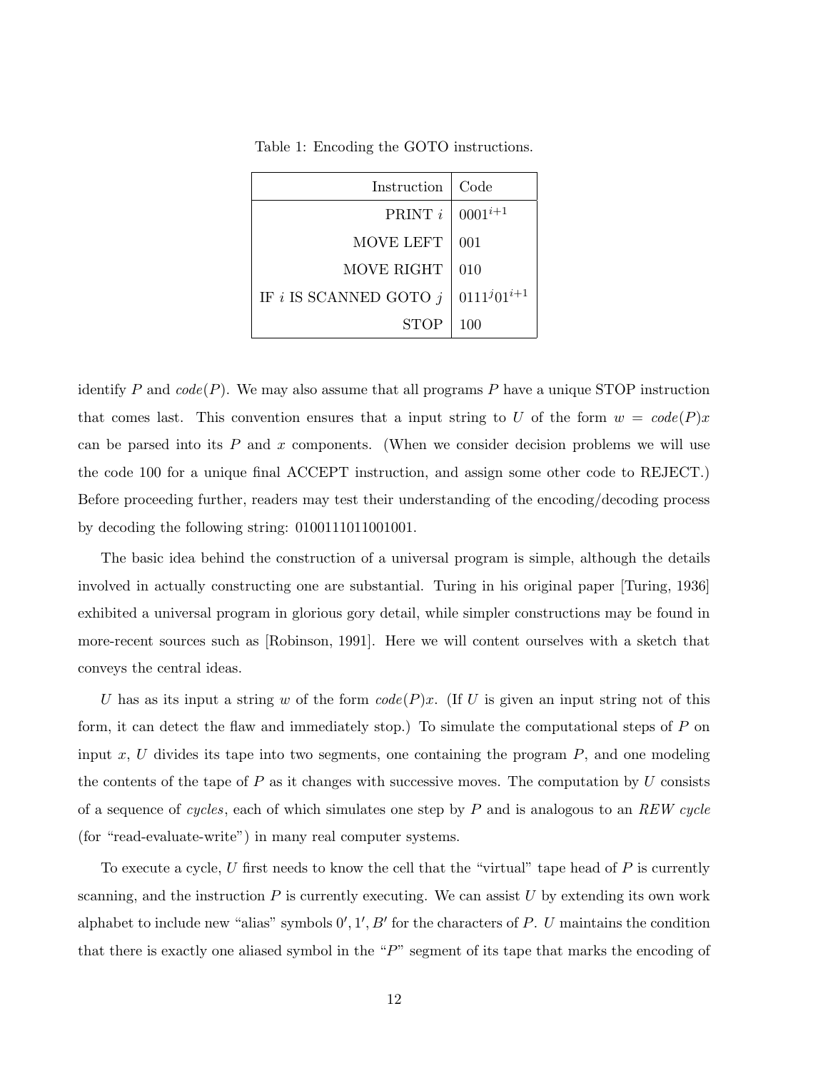Table 1: Encoding the GOTO instructions.

| Instruction | Code |
|---|---|
| PRINT $i$ | $0001^{i+1}$ |
| MOVE LEFT | 001 |
| MOVE RIGHT | 010 |
| IF $i$ IS SCANNED GOTO $j$ | $0111^j01^{i+1}$ |
| STOP | 100 |

identify $P$ and $code(P)$. We may also assume that all programs $P$ have a unique STOP instruction that comes last. This convention ensures that a input string to $U$ of the form $w = code(P)x$ can be parsed into its $P$ and $x$ components. (When we consider decision problems we will use the code 100 for a unique final ACCEPT instruction, and assign some other code to REJECT.) Before proceeding further, readers may test their understanding of the encoding/decoding process by decoding the following string: 0100111011001001.

The basic idea behind the construction of a universal program is simple, although the details involved in actually constructing one are substantial. Turing in his original paper [Turing, 1936] exhibited a universal program in glorious gory detail, while simpler constructions may be found in more-recent sources such as [Robinson, 1991]. Here we will content ourselves with a sketch that conveys the central ideas.

$U$ has as its input a string $w$ of the form $code(P)x$. (If $U$ is given an input string not of this form, it can detect the flaw and immediately stop.) To simulate the computational steps of $P$ on input $x$, $U$ divides its tape into two segments, one containing the program $P$, and one modeling the contents of the tape of $P$ as it changes with successive moves. The computation by $U$ consists of a sequence of *cycles*, each of which simulates one step by $P$ and is analogous to an *REW cycle* (for "read-evaluate-write") in many real computer systems.

To execute a cycle, $U$ first needs to know the cell that the "virtual" tape head of $P$ is currently scanning, and the instruction $P$ is currently executing. We can assist $U$ by extending its own work alphabet to include new "alias" symbols $0', 1', B'$ for the characters of $P$. $U$ maintains the condition that there is exactly one aliased symbol in the "$P$" segment of its tape that marks the encoding of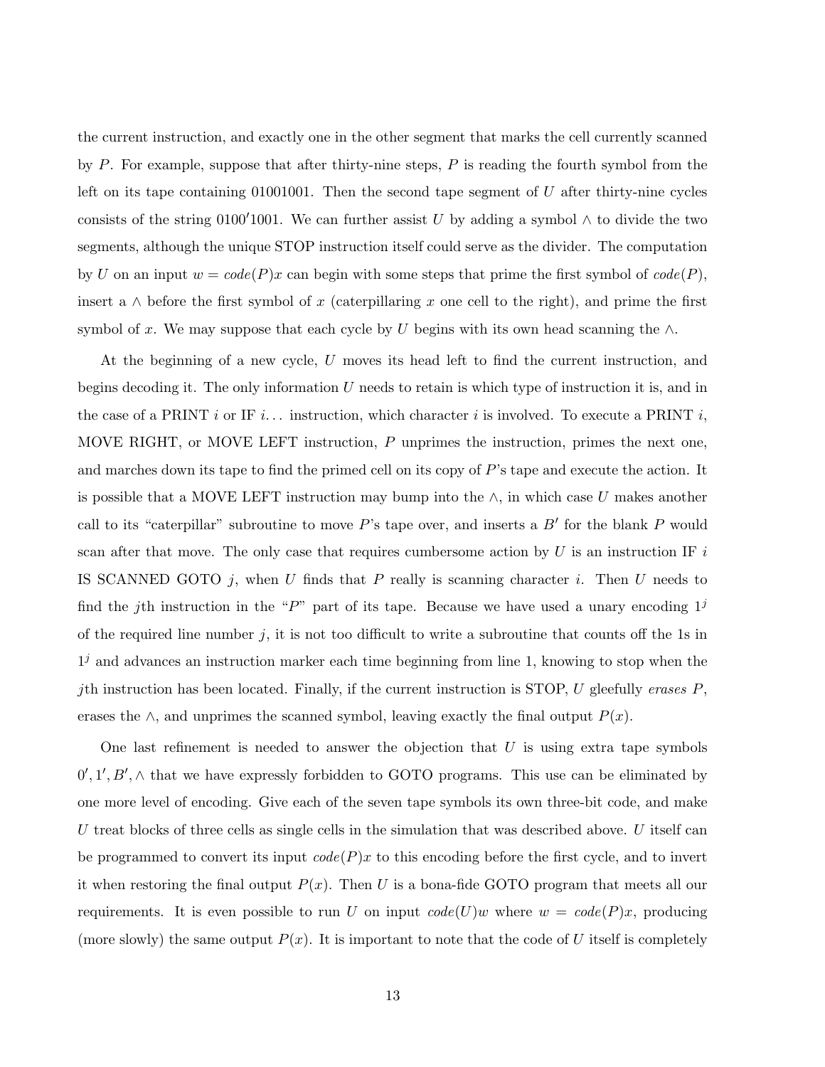the current instruction, and exactly one in the other segment that marks the cell currently scanned by $P$. For example, suppose that after thirty-nine steps, $P$ is reading the fourth symbol from the left on its tape containing 01001001. Then the second tape segment of $U$ after thirty-nine cycles consists of the string $0100'1001$. We can further assist $U$ by adding a symbol $\wedge$ to divide the two segments, although the unique STOP instruction itself could serve as the divider. The computation by $U$ on an input $w = code(P)x$ can begin with some steps that prime the first symbol of $code(P)$, insert a $\wedge$ before the first symbol of $x$ (caterpillaring $x$ one cell to the right), and prime the first symbol of $x$. We may suppose that each cycle by $U$ begins with its own head scanning the $\wedge$.

At the beginning of a new cycle, $U$ moves its head left to find the current instruction, and begins decoding it. The only information $U$ needs to retain is which type of instruction it is, and in the case of a PRINT $i$ or IF $i\dots$ instruction, which character $i$ is involved. To execute a PRINT $i$, MOVE RIGHT, or MOVE LEFT instruction, $P$ unprimes the instruction, primes the next one, and marches down its tape to find the primed cell on its copy of $P$'s tape and execute the action. It is possible that a MOVE LEFT instruction may bump into the $\wedge$, in which case $U$ makes another call to its "caterpillar" subroutine to move $P$'s tape over, and inserts a $B'$ for the blank $P$ would scan after that move. The only case that requires cumbersome action by $U$ is an instruction IF $i$ IS SCANNED GOTO $j$, when $U$ finds that $P$ really is scanning character $i$. Then $U$ needs to find the $j$th instruction in the "$P$" part of its tape. Because we have used a unary encoding $1^j$ of the required line number $j$, it is not too difficult to write a subroutine that counts off the 1s in $1^j$ and advances an instruction marker each time beginning from line 1, knowing to stop when the $j$th instruction has been located. Finally, if the current instruction is STOP, $U$ gleefully *erases* $P$, erases the $\wedge$, and unprimes the scanned symbol, leaving exactly the final output $P(x)$.

One last refinement is needed to answer the objection that $U$ is using extra tape symbols $0', 1', B', \wedge$ that we have expressly forbidden to GOTO programs. This use can be eliminated by one more level of encoding. Give each of the seven tape symbols its own three-bit code, and make $U$ treat blocks of three cells as single cells in the simulation that was described above. $U$ itself can be programmed to convert its input $code(P)x$ to this encoding before the first cycle, and to invert it when restoring the final output $P(x)$. Then $U$ is a bona-fide GOTO program that meets all our requirements. It is even possible to run $U$ on input $code(U)w$ where $w = code(P)x$, producing (more slowly) the same output $P(x)$. It is important to note that the code of $U$ itself is completely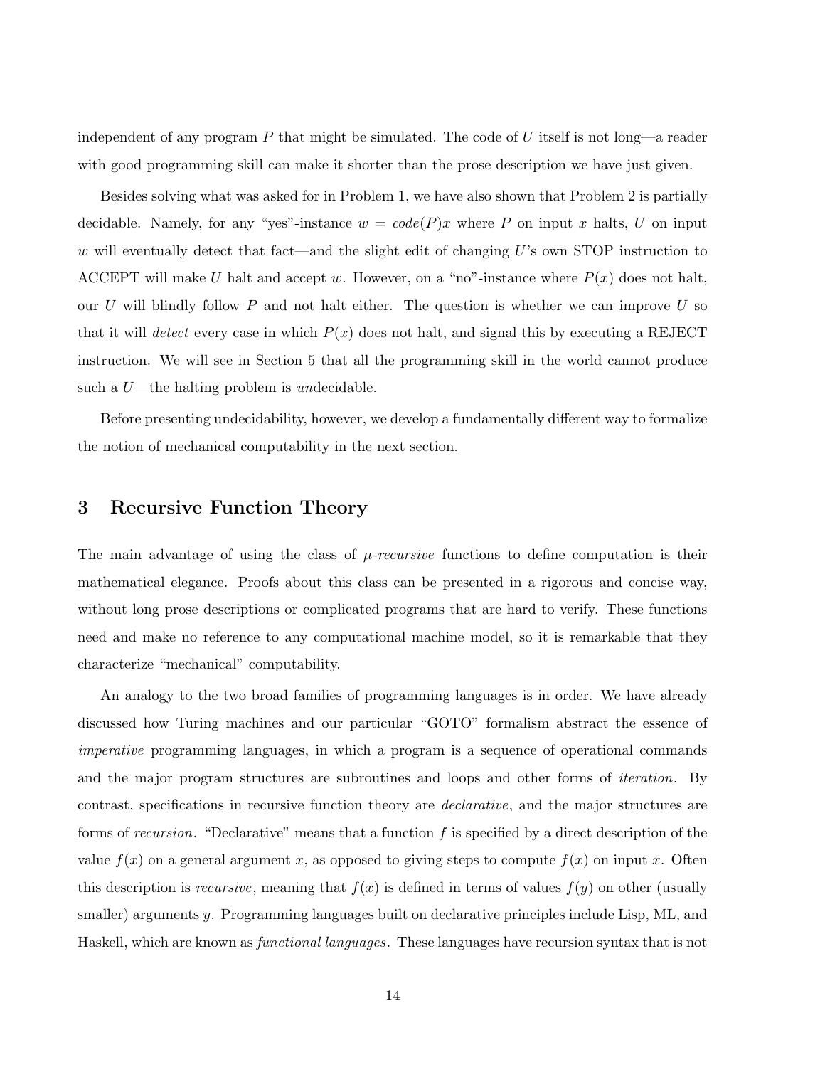independent of any program $P$ that might be simulated. The code of $U$ itself is not long—a reader with good programming skill can make it shorter than the prose description we have just given.

Besides solving what was asked for in Problem 1, we have also shown that Problem 2 is partially decidable. Namely, for any "yes"-instance $w = code(P)x$ where $P$ on input $x$ halts, $U$ on input $w$ will eventually detect that fact—and the slight edit of changing $U$'s own STOP instruction to ACCEPT will make $U$ halt and accept $w$. However, on a "no"-instance where $P(x)$ does not halt, our $U$ will blindly follow $P$ and not halt either. The question is whether we can improve $U$ so that it will *detect* every case in which $P(x)$ does not halt, and signal this by executing a REJECT instruction. We will see in Section 5 that all the programming skill in the world cannot produce such a $U$—the halting problem is *un*decidable.

Before presenting undecidability, however, we develop a fundamentally different way to formalize the notion of mechanical computability in the next section.

## 3 Recursive Function Theory

The main advantage of using the class of *μ-recursive* functions to define computation is their mathematical elegance. Proofs about this class can be presented in a rigorous and concise way, without long prose descriptions or complicated programs that are hard to verify. These functions need and make no reference to any computational machine model, so it is remarkable that they characterize "mechanical" computability.

An analogy to the two broad families of programming languages is in order. We have already discussed how Turing machines and our particular "GOTO" formalism abstract the essence of *imperative* programming languages, in which a program is a sequence of operational commands and the major program structures are subroutines and loops and other forms of *iteration*. By contrast, specifications in recursive function theory are *declarative*, and the major structures are forms of *recursion*. "Declarative" means that a function $f$ is specified by a direct description of the value $f(x)$ on a general argument $x$, as opposed to giving steps to compute $f(x)$ on input $x$. Often this description is *recursive*, meaning that $f(x)$ is defined in terms of values $f(y)$ on other (usually smaller) arguments $y$. Programming languages built on declarative principles include Lisp, ML, and Haskell, which are known as *functional languages*. These languages have recursion syntax that is not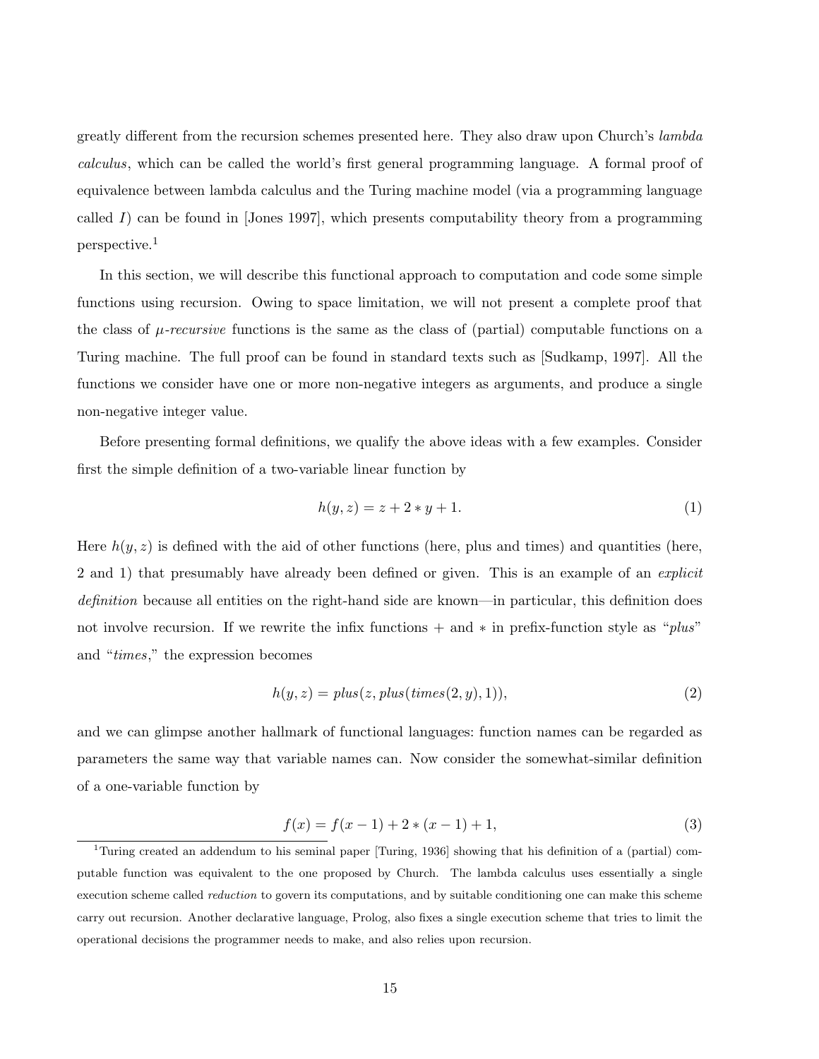greatly different from the recursion schemes presented here. They also draw upon Church's *lambda calculus*, which can be called the world's first general programming language. A formal proof of equivalence between lambda calculus and the Turing machine model (via a programming language called $I$) can be found in [Jones 1997], which presents computability theory from a programming perspective.[1]

In this section, we will describe this functional approach to computation and code some simple functions using recursion. Owing to space limitation, we will not present a complete proof that the class of *$\mu$-recursive* functions is the same as the class of (partial) computable functions on a Turing machine. The full proof can be found in standard texts such as [Sudkamp, 1997]. All the functions we consider have one or more non-negative integers as arguments, and produce a single non-negative integer value.

Before presenting formal definitions, we qualify the above ideas with a few examples. Consider first the simple definition of a two-variable linear function by

$$h(y, z) = z + 2 * y + 1. \tag{1}$$

Here $h(y, z)$ is defined with the aid of other functions (here, plus and times) and quantities (here, 2 and 1) that presumably have already been defined or given. This is an example of an *explicit definition* because all entities on the right-hand side are known—in particular, this definition does not involve recursion. If we rewrite the infix functions $+$ and $*$ in prefix-function style as "*plus*" and "*times*," the expression becomes

$$h(y, z) = plus(z, plus(times(2, y), 1)), \tag{2}$$

and we can glimpse another hallmark of functional languages: function names can be regarded as parameters the same way that variable names can. Now consider the somewhat-similar definition of a one-variable function by

$$f(x) = f(x - 1) + 2 * (x - 1) + 1, \tag{3}$$

[1] Turing created an addendum to his seminal paper [Turing, 1936] showing that his definition of a (partial) computable function was equivalent to the one proposed by Church. The lambda calculus uses essentially a single execution scheme called *reduction* to govern its computations, and by suitable conditioning one can make this scheme carry out recursion. Another declarative language, Prolog, also fixes a single execution scheme that tries to limit the operational decisions the programmer needs to make, and also relies upon recursion.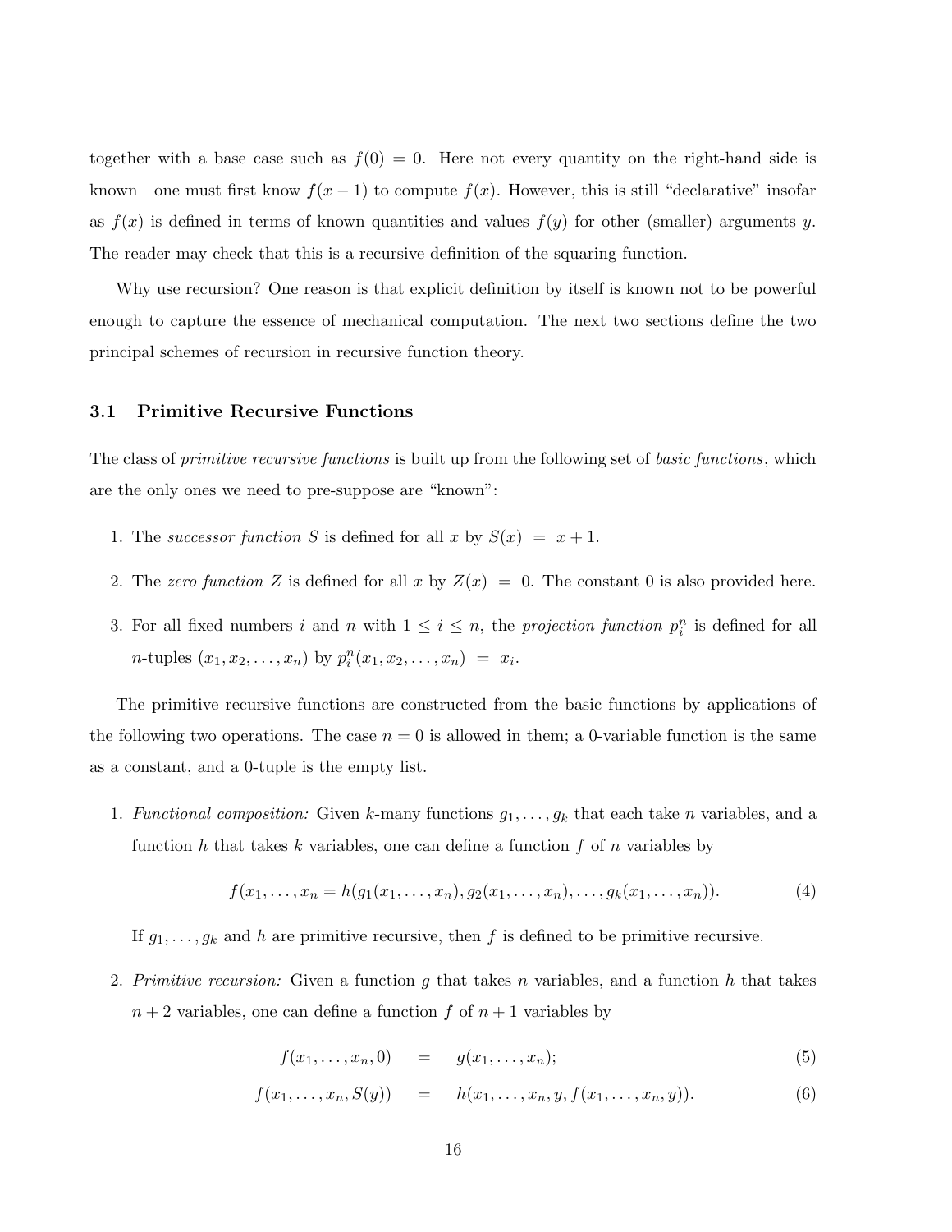together with a base case such as $f(0) = 0$. Here not every quantity on the right-hand side is known—one must first know $f(x-1)$ to compute $f(x)$. However, this is still "declarative" insofar as $f(x)$ is defined in terms of known quantities and values $f(y)$ for other (smaller) arguments $y$. The reader may check that this is a recursive definition of the squaring function.

Why use recursion? One reason is that explicit definition by itself is known not to be powerful enough to capture the essence of mechanical computation. The next two sections define the two principal schemes of recursion in recursive function theory.

### 3.1 Primitive Recursive Functions

The class of *primitive recursive functions* is built up from the following set of *basic functions*, which are the only ones we need to pre-suppose are "known":

1. The *successor function* $S$ is defined for all $x$ by $S(x) \;=\; x+1$.
2. The *zero function* $Z$ is defined for all $x$ by $Z(x) \;=\; 0$. The constant 0 is also provided here.
3. For all fixed numbers $i$ and $n$ with $1 \leq i \leq n$, the *projection function* $p_i^n$ is defined for all $n$-tuples $(x_1, x_2, \ldots, x_n)$ by $p_i^n(x_1, x_2, \ldots, x_n) \;=\; x_i$.

The primitive recursive functions are constructed from the basic functions by applications of the following two operations. The case $n = 0$ is allowed in them; a 0-variable function is the same as a constant, and a 0-tuple is the empty list.

1. *Functional composition:* Given $k$-many functions $g_1, \ldots, g_k$ that each take $n$ variables, and a function $h$ that takes $k$ variables, one can define a function $f$ of $n$ variables by

$$f(x_1, \ldots, x_n = h(g_1(x_1, \ldots, x_n), g_2(x_1, \ldots, x_n), \ldots, g_k(x_1, \ldots, x_n)). \tag{4}$$

   If $g_1, \ldots, g_k$ and $h$ are primitive recursive, then $f$ is defined to be primitive recursive.

2. *Primitive recursion:* Given a function $g$ that takes $n$ variables, and a function $h$ that takes $n+2$ variables, one can define a function $f$ of $n+1$ variables by

$$f(x_1, \ldots, x_n, 0) \quad = \quad g(x_1, \ldots, x_n); \tag{5}$$

$$f(x_1, \ldots, x_n, S(y)) \quad = \quad h(x_1, \ldots, x_n, y, f(x_1, \ldots, x_n, y)). \tag{6}$$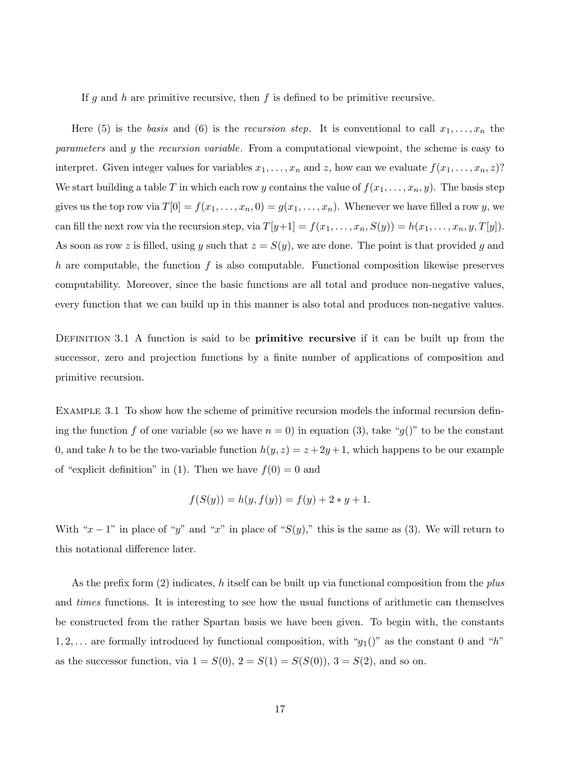If $g$ and $h$ are primitive recursive, then $f$ is defined to be primitive recursive.

Here (5) is the *basis* and (6) is the *recursion step*. It is conventional to call $x_1, \ldots, x_n$ the *parameters* and $y$ the *recursion variable*. From a computational viewpoint, the scheme is easy to interpret. Given integer values for variables $x_1, \ldots, x_n$ and $z$, how can we evaluate $f(x_1, \ldots, x_n, z)$? We start building a table $T$ in which each row $y$ contains the value of $f(x_1, \ldots, x_n, y)$. The basis step gives us the top row via $T[0] = f(x_1, \ldots, x_n, 0) = g(x_1, \ldots, x_n)$. Whenever we have filled a row $y$, we can fill the next row via the recursion step, via $T[y+1] = f(x_1, \ldots, x_n, S(y)) = h(x_1, \ldots, x_n, y, T[y])$. As soon as row $z$ is filled, using $y$ such that $z = S(y)$, we are done. The point is that provided $g$ and $h$ are computable, the function $f$ is also computable. Functional composition likewise preserves computability. Moreover, since the basic functions are all total and produce non-negative values, every function that we can build up in this manner is also total and produces non-negative values.

Definition 3.1 A function is said to be **primitive recursive** if it can be built up from the successor, zero and projection functions by a finite number of applications of composition and primitive recursion.

Example 3.1 To show how the scheme of primitive recursion models the informal recursion defining the function $f$ of one variable (so we have $n = 0$) in equation (3), take "$g()$" to be the constant 0, and take $h$ to be the two-variable function $h(y, z) = z + 2y + 1$, which happens to be our example of "explicit definition" in (1). Then we have $f(0) = 0$ and

$$f(S(y)) = h(y, f(y)) = f(y) + 2 * y + 1.$$

With "$x - 1$" in place of "$y$" and "$x$" in place of "$S(y)$," this is the same as (3). We will return to this notational difference later.

As the prefix form (2) indicates, $h$ itself can be built up via functional composition from the *plus* and *times* functions. It is interesting to see how the usual functions of arithmetic can themselves be constructed from the rather Spartan basis we have been given. To begin with, the constants $1, 2, \ldots$ are formally introduced by functional composition, with "$g_1()$" as the constant 0 and "$h$" as the successor function, via $1 = S(0)$, $2 = S(1) = S(S(0))$, $3 = S(2)$, and so on.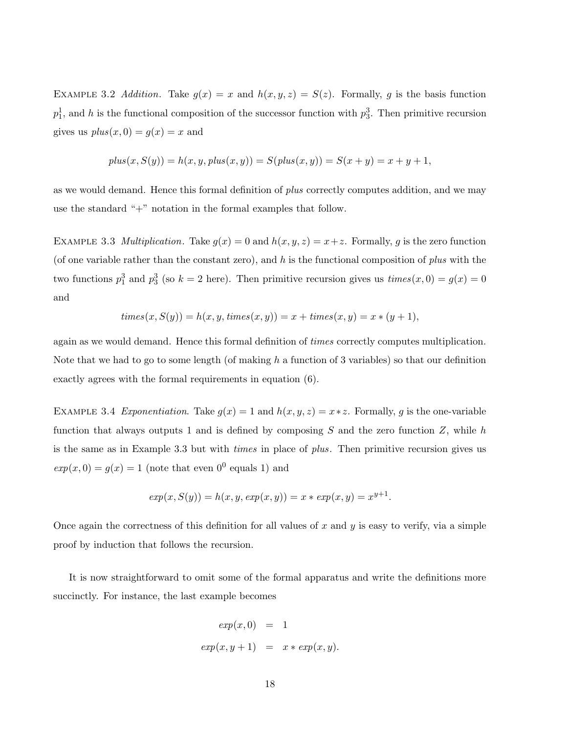Example 3.2 *Addition.* Take $g(x) = x$ and $h(x, y, z) = S(z)$. Formally, $g$ is the basis function $p_1^1$, and $h$ is the functional composition of the successor function with $p_3^3$. Then primitive recursion gives us $plus(x, 0) = g(x) = x$ and

$$plus(x, S(y)) = h(x, y, plus(x, y)) = S(plus(x, y)) = S(x + y) = x + y + 1,$$

as we would demand. Hence this formal definition of *plus* correctly computes addition, and we may use the standard "+" notation in the formal examples that follow.

Example 3.3 *Multiplication.* Take $g(x) = 0$ and $h(x, y, z) = x + z$. Formally, $g$ is the zero function (of one variable rather than the constant zero), and $h$ is the functional composition of *plus* with the two functions $p_1^3$ and $p_3^3$ (so $k = 2$ here). Then primitive recursion gives us $times(x, 0) = g(x) = 0$ and

$$times(x, S(y)) = h(x, y, times(x, y)) = x + times(x, y) = x * (y + 1),$$

again as we would demand. Hence this formal definition of *times* correctly computes multiplication. Note that we had to go to some length (of making $h$ a function of 3 variables) so that our definition exactly agrees with the formal requirements in equation (6).

Example 3.4 *Exponentiation.* Take $g(x) = 1$ and $h(x, y, z) = x * z$. Formally, $g$ is the one-variable function that always outputs 1 and is defined by composing $S$ and the zero function $Z$, while $h$ is the same as in Example 3.3 but with *times* in place of *plus*. Then primitive recursion gives us $exp(x, 0) = g(x) = 1$ (note that even $0^0$ equals 1) and

$$exp(x, S(y)) = h(x, y, exp(x, y)) = x * exp(x, y) = x^{y+1}.$$

Once again the correctness of this definition for all values of $x$ and $y$ is easy to verify, via a simple proof by induction that follows the recursion.

It is now straightforward to omit some of the formal apparatus and write the definitions more succinctly. For instance, the last example becomes

$$\begin{aligned} exp(x, 0) &= 1 \\ exp(x, y + 1) &= x * exp(x, y). \end{aligned}$$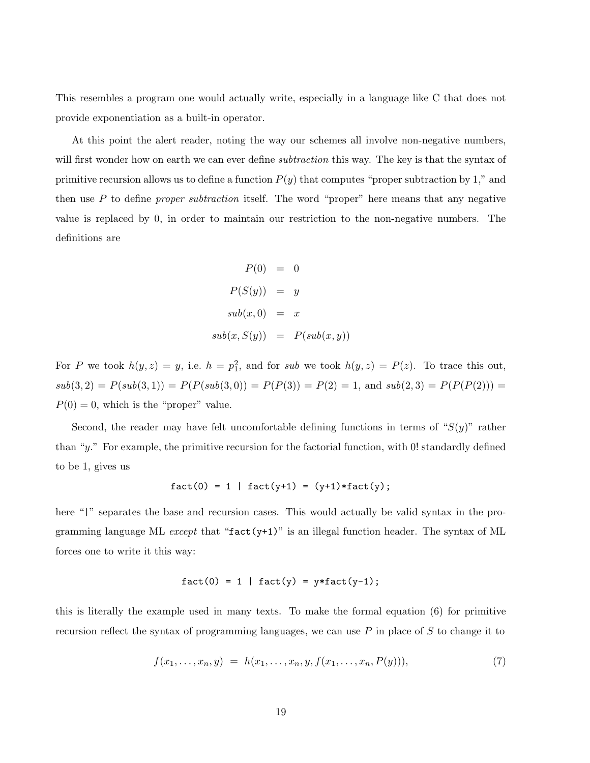This resembles a program one would actually write, especially in a language like C that does not provide exponentiation as a built-in operator.

At this point the alert reader, noting the way our schemes all involve non-negative numbers, will first wonder how on earth we can ever define *subtraction* this way. The key is that the syntax of primitive recursion allows us to define a function $P(y)$ that computes "proper subtraction by 1," and then use $P$ to define *proper subtraction* itself. The word "proper" here means that any negative value is replaced by 0, in order to maintain our restriction to the non-negative numbers. The definitions are

$$
\begin{aligned}
P(0) &= 0 \\
P(S(y)) &= y \\
sub(x, 0) &= x \\
sub(x, S(y)) &= P(sub(x, y))
\end{aligned}
$$

For $P$ we took $h(y, z) = y$, i.e. $h = p_1^2$, and for $sub$ we took $h(y, z) = P(z)$. To trace this out, $sub(3, 2) = P(sub(3, 1)) = P(P(sub(3, 0)) = P(P(3)) = P(2) = 1$, and $sub(2, 3) = P(P(P(2))) = P(0) = 0$, which is the "proper" value.

Second, the reader may have felt uncomfortable defining functions in terms of "$S(y)$" rather than "$y$." For example, the primitive recursion for the factorial function, with 0! standardly defined to be 1, gives us

```
fact(0) = 1 | fact(y+1) = (y+1)*fact(y);
```

here "`|`" separates the base and recursion cases. This would actually be valid syntax in the programming language ML *except* that "`fact(y+1)`" is an illegal function header. The syntax of ML forces one to write it this way:

```
fact(0) = 1 | fact(y) = y*fact(y-1);
```

this is literally the example used in many texts. To make the formal equation (6) for primitive recursion reflect the syntax of programming languages, we can use $P$ in place of $S$ to change it to

$$
f(x_1, \ldots, x_n, y) = h(x_1, \ldots, x_n, y, f(x_1, \ldots, x_n, P(y))), \tag{7}
$$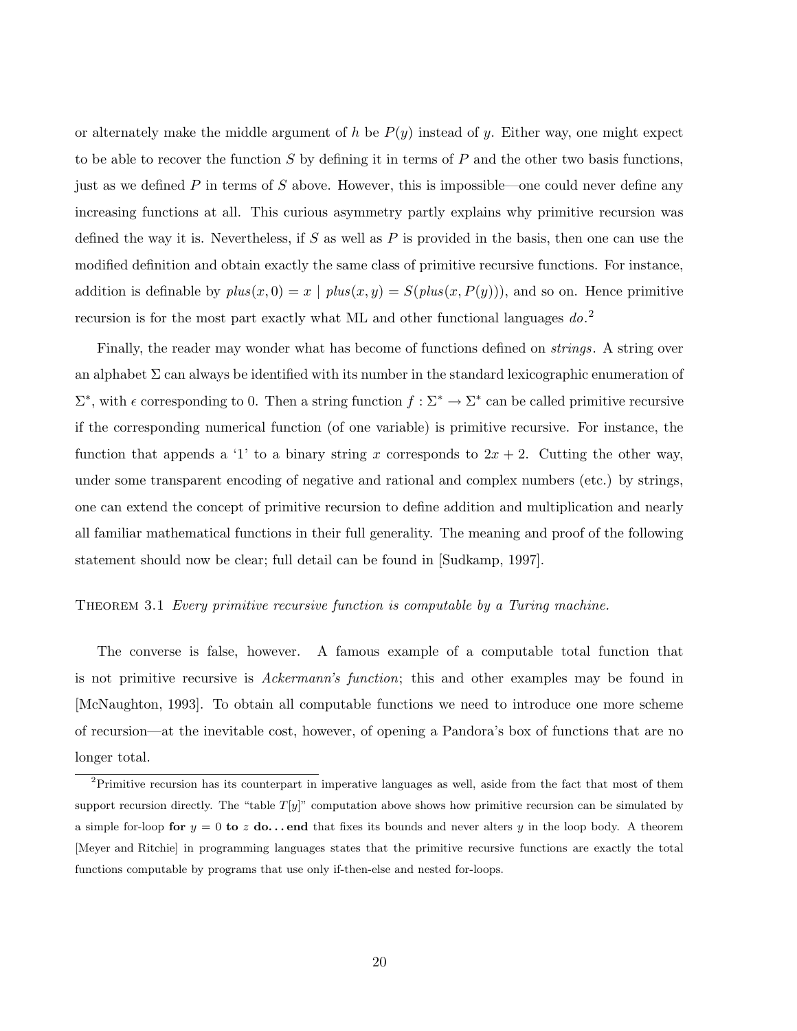or alternately make the middle argument of $h$ be $P(y)$ instead of $y$. Either way, one might expect to be able to recover the function $S$ by defining it in terms of $P$ and the other two basis functions, just as we defined $P$ in terms of $S$ above. However, this is impossible—one could never define any increasing functions at all. This curious asymmetry partly explains why primitive recursion was defined the way it is. Nevertheless, if $S$ as well as $P$ is provided in the basis, then one can use the modified definition and obtain exactly the same class of primitive recursive functions. For instance, addition is definable by $plus(x, 0) = x \mid plus(x, y) = S(plus(x, P(y)))$, and so on. Hence primitive recursion is for the most part exactly what ML and other functional languages *do*.[2]

Finally, the reader may wonder what has become of functions defined on *strings*. A string over an alphabet $\Sigma$ can always be identified with its number in the standard lexicographic enumeration of $\Sigma^*$, with $\epsilon$ corresponding to 0. Then a string function $f : \Sigma^* \to \Sigma^*$ can be called primitive recursive if the corresponding numerical function (of one variable) is primitive recursive. For instance, the function that appends a '1' to a binary string $x$ corresponds to $2x + 2$. Cutting the other way, under some transparent encoding of negative and rational and complex numbers (etc.) by strings, one can extend the concept of primitive recursion to define addition and multiplication and nearly all familiar mathematical functions in their full generality. The meaning and proof of the following statement should now be clear; full detail can be found in [Sudkamp, 1997].

THEOREM 3.1 *Every primitive recursive function is computable by a Turing machine.*

The converse is false, however. A famous example of a computable total function that is not primitive recursive is *Ackermann's function*; this and other examples may be found in [McNaughton, 1993]. To obtain all computable functions we need to introduce one more scheme of recursion—at the inevitable cost, however, of opening a Pandora's box of functions that are no longer total.

---

[2] Primitive recursion has its counterpart in imperative languages as well, aside from the fact that most of them support recursion directly. The "table $T[y]$" computation above shows how primitive recursion can be simulated by a simple for-loop **for** $y = 0$ **to** $z$ **do. . . end** that fixes its bounds and never alters $y$ in the loop body. A theorem [Meyer and Ritchie] in programming languages states that the primitive recursive functions are exactly the total functions computable by programs that use only if-then-else and nested for-loops.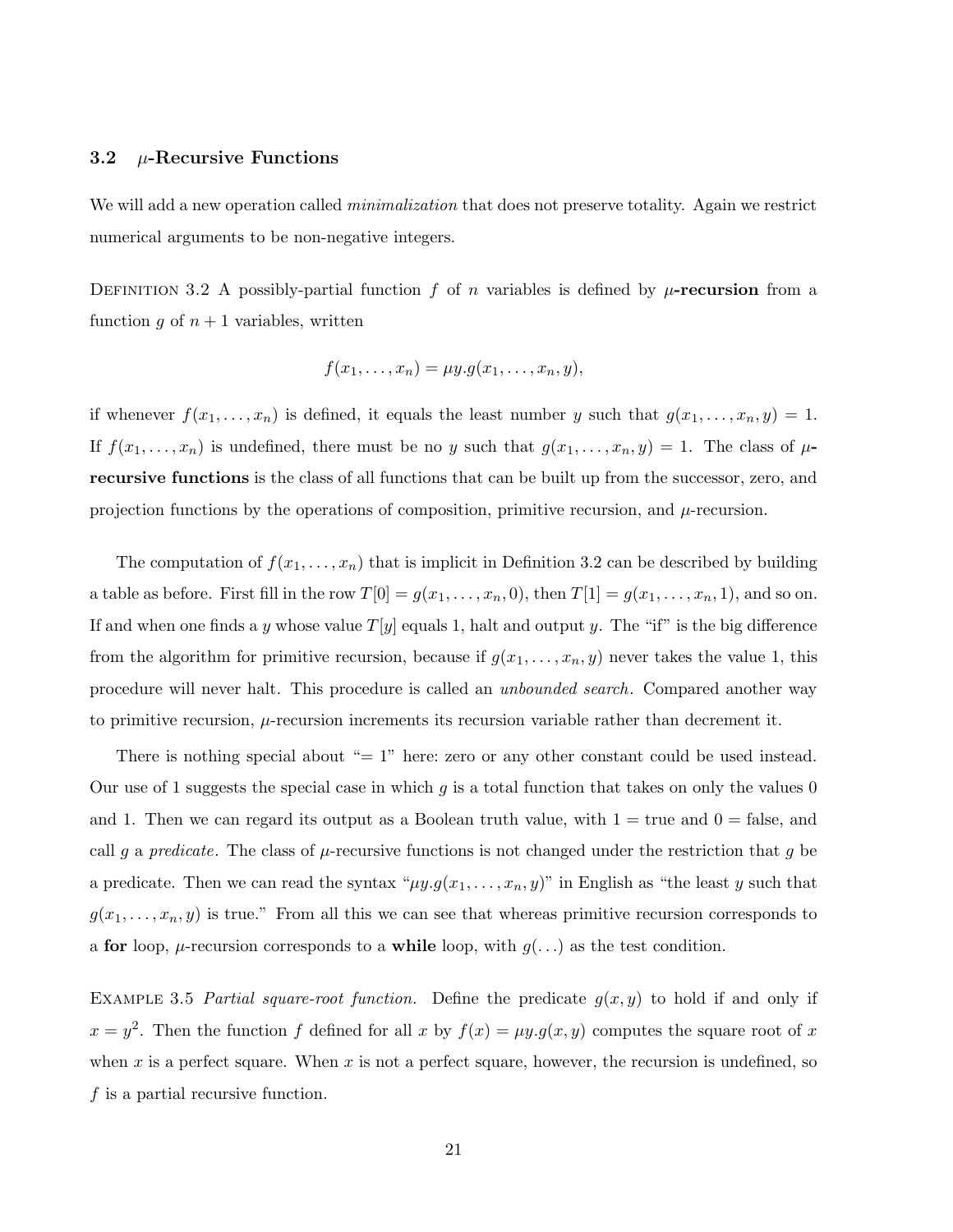### 3.2 $\mu$-Recursive Functions

We will add a new operation called *minimalization* that does not preserve totality. Again we restrict numerical arguments to be non-negative integers.

Definition 3.2 A possibly-partial function $f$ of $n$ variables is defined by **$\mu$-recursion** from a function $g$ of $n+1$ variables, written

$$f(x_1, \ldots, x_n) = \mu y.g(x_1, \ldots, x_n, y),$$

if whenever $f(x_1, \ldots, x_n)$ is defined, it equals the least number $y$ such that $g(x_1, \ldots, x_n, y) = 1$. If $f(x_1, \ldots, x_n)$ is undefined, there must be no $y$ such that $g(x_1, \ldots, x_n, y) = 1$. The class of **$\mu$-recursive functions** is the class of all functions that can be built up from the successor, zero, and projection functions by the operations of composition, primitive recursion, and $\mu$-recursion.

The computation of $f(x_1, \ldots, x_n)$ that is implicit in Definition 3.2 can be described by building a table as before. First fill in the row $T[0] = g(x_1, \ldots, x_n, 0)$, then $T[1] = g(x_1, \ldots, x_n, 1)$, and so on. If and when one finds a $y$ whose value $T[y]$ equals 1, halt and output $y$. The "if" is the big difference from the algorithm for primitive recursion, because if $g(x_1, \ldots, x_n, y)$ never takes the value 1, this procedure will never halt. This procedure is called an *unbounded search*. Compared another way to primitive recursion, $\mu$-recursion increments its recursion variable rather than decrement it.

There is nothing special about "$= 1$" here: zero or any other constant could be used instead. Our use of 1 suggests the special case in which $g$ is a total function that takes on only the values 0 and 1. Then we can regard its output as a Boolean truth value, with $1 =$ true and $0 =$ false, and call $g$ a *predicate*. The class of $\mu$-recursive functions is not changed under the restriction that $g$ be a predicate. Then we can read the syntax "$\mu y.g(x_1, \ldots, x_n, y)$" in English as "the least $y$ such that $g(x_1, \ldots, x_n, y)$ is true." From all this we can see that whereas primitive recursion corresponds to a **for** loop, $\mu$-recursion corresponds to a **while** loop, with $g(\ldots)$ as the test condition.

Example 3.5 *Partial square-root function.* Define the predicate $g(x, y)$ to hold if and only if $x = y^2$. Then the function $f$ defined for all $x$ by $f(x) = \mu y.g(x, y)$ computes the square root of $x$ when $x$ is a perfect square. When $x$ is not a perfect square, however, the recursion is undefined, so $f$ is a partial recursive function.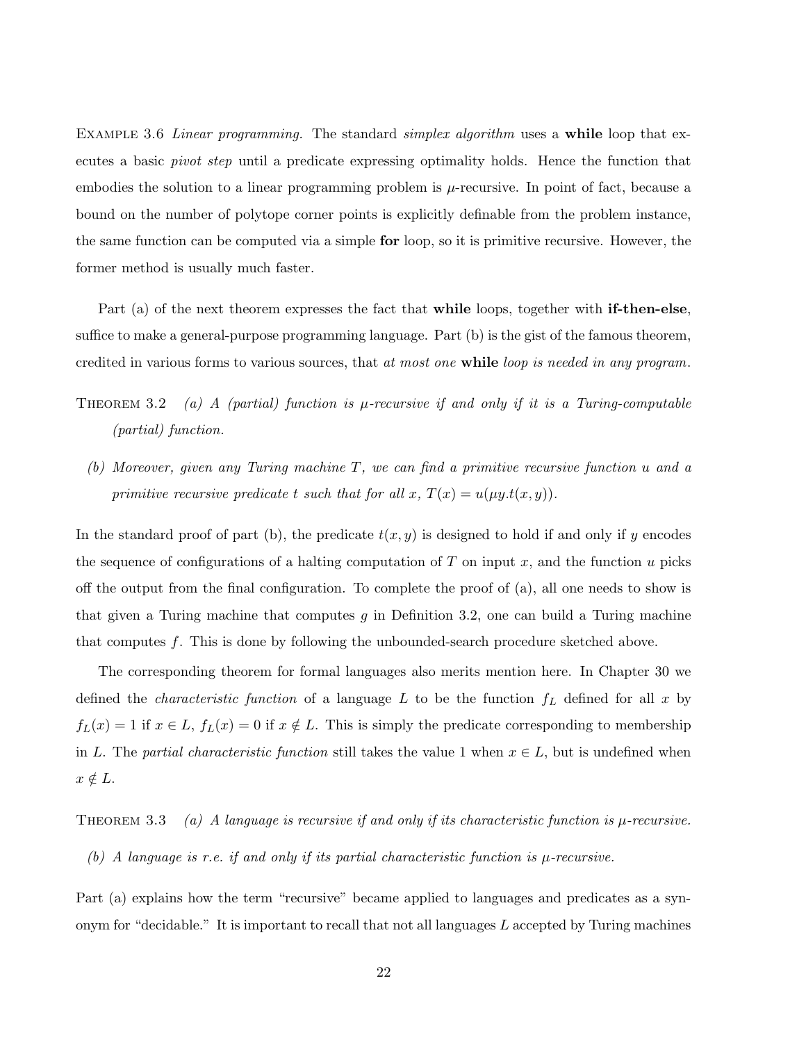Example 3.6 *Linear programming.* The standard *simplex algorithm* uses a **while** loop that executes a basic *pivot step* until a predicate expressing optimality holds. Hence the function that embodies the solution to a linear programming problem is $\mu$-recursive. In point of fact, because a bound on the number of polytope corner points is explicitly definable from the problem instance, the same function can be computed via a simple **for** loop, so it is primitive recursive. However, the former method is usually much faster.

Part (a) of the next theorem expresses the fact that **while** loops, together with **if-then-else**, suffice to make a general-purpose programming language. Part (b) is the gist of the famous theorem, credited in various forms to various sources, that *at most one* **while** *loop is needed in any program.*

Theorem 3.2 *(a) A (partial) function is $\mu$-recursive if and only if it is a Turing-computable (partial) function.*

*(b) Moreover, given any Turing machine $T$, we can find a primitive recursive function $u$ and a primitive recursive predicate $t$ such that for all $x$, $T(x) = u(\mu y.t(x, y))$.*

In the standard proof of part (b), the predicate $t(x, y)$ is designed to hold if and only if $y$ encodes the sequence of configurations of a halting computation of $T$ on input $x$, and the function $u$ picks off the output from the final configuration. To complete the proof of (a), all one needs to show is that given a Turing machine that computes $g$ in Definition 3.2, one can build a Turing machine that computes $f$. This is done by following the unbounded-search procedure sketched above.

The corresponding theorem for formal languages also merits mention here. In Chapter 30 we defined the *characteristic function* of a language $L$ to be the function $f_L$ defined for all $x$ by $f_L(x) = 1$ if $x \in L$, $f_L(x) = 0$ if $x \notin L$. This is simply the predicate corresponding to membership in $L$. The *partial characteristic function* still takes the value 1 when $x \in L$, but is undefined when $x \notin L$.

Theorem 3.3 *(a) A language is recursive if and only if its characteristic function is $\mu$-recursive.*

*(b) A language is r.e. if and only if its partial characteristic function is $\mu$-recursive.*

Part (a) explains how the term "recursive" became applied to languages and predicates as a synonym for "decidable." It is important to recall that not all languages $L$ accepted by Turing machines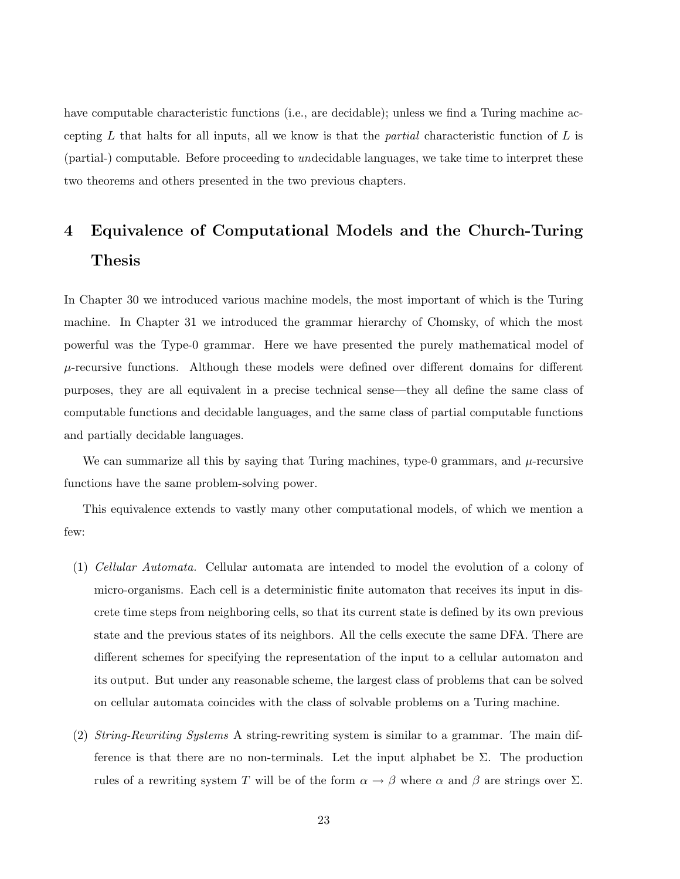have computable characteristic functions (i.e., are decidable); unless we find a Turing machine accepting $L$ that halts for all inputs, all we know is that the *partial* characteristic function of $L$ is (partial-) computable. Before proceeding to *un*decidable languages, we take time to interpret these two theorems and others presented in the two previous chapters.

# 4 Equivalence of Computational Models and the Church-Turing Thesis

In Chapter 30 we introduced various machine models, the most important of which is the Turing machine. In Chapter 31 we introduced the grammar hierarchy of Chomsky, of which the most powerful was the Type-0 grammar. Here we have presented the purely mathematical model of $\mu$-recursive functions. Although these models were defined over different domains for different purposes, they are all equivalent in a precise technical sense—they all define the same class of computable functions and decidable languages, and the same class of partial computable functions and partially decidable languages.

We can summarize all this by saying that Turing machines, type-0 grammars, and $\mu$-recursive functions have the same problem-solving power.

This equivalence extends to vastly many other computational models, of which we mention a few:

(1) *Cellular Automata.* Cellular automata are intended to model the evolution of a colony of micro-organisms. Each cell is a deterministic finite automaton that receives its input in discrete time steps from neighboring cells, so that its current state is defined by its own previous state and the previous states of its neighbors. All the cells execute the same DFA. There are different schemes for specifying the representation of the input to a cellular automaton and its output. But under any reasonable scheme, the largest class of problems that can be solved on cellular automata coincides with the class of solvable problems on a Turing machine.

(2) *String-Rewriting Systems* A string-rewriting system is similar to a grammar. The main difference is that there are no non-terminals. Let the input alphabet be $\Sigma$. The production rules of a rewriting system $T$ will be of the form $\alpha \rightarrow \beta$ where $\alpha$ and $\beta$ are strings over $\Sigma$.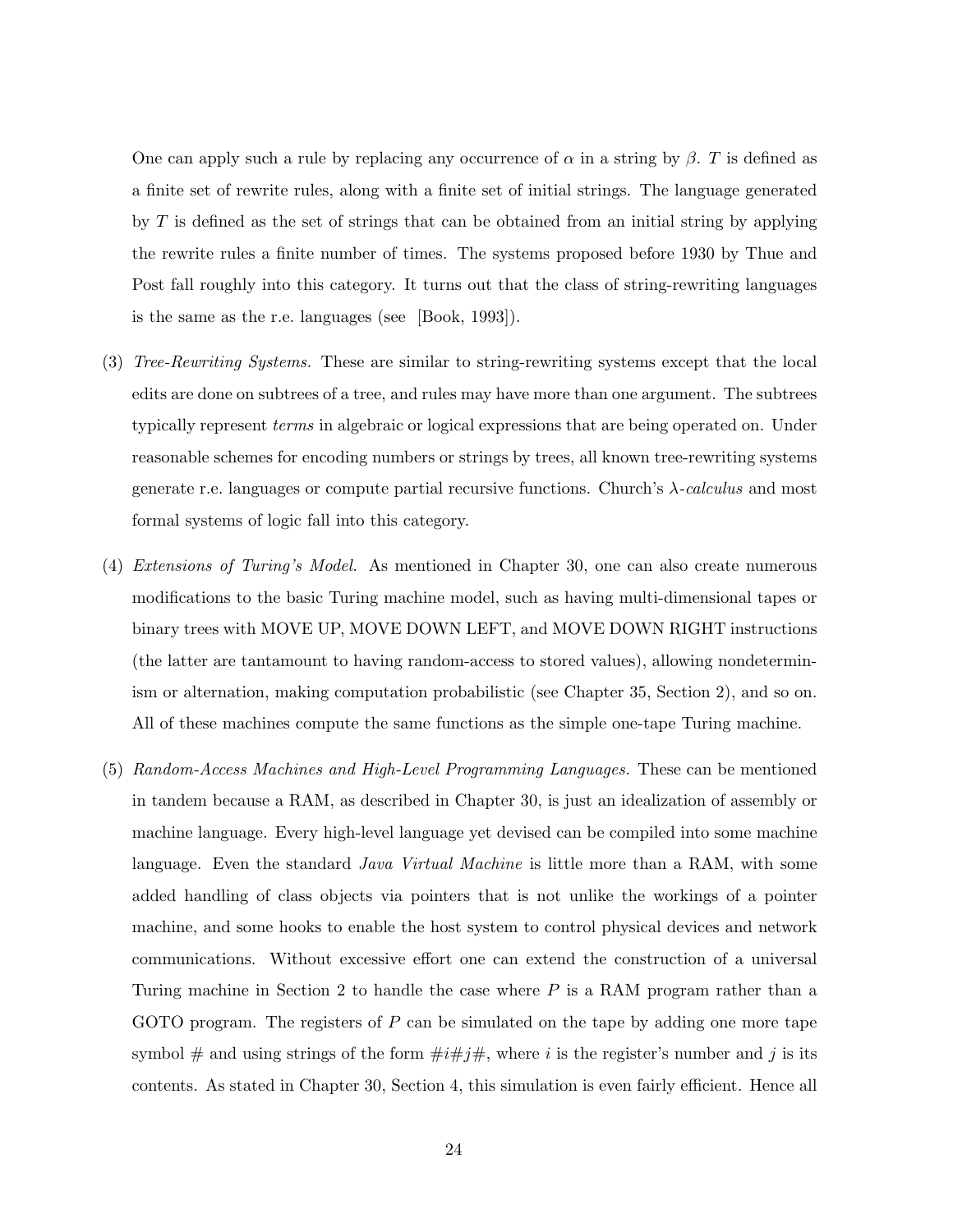One can apply such a rule by replacing any occurrence of $\alpha$ in a string by $\beta$. $T$ is defined as a finite set of rewrite rules, along with a finite set of initial strings. The language generated by $T$ is defined as the set of strings that can be obtained from an initial string by applying the rewrite rules a finite number of times. The systems proposed before 1930 by Thue and Post fall roughly into this category. It turns out that the class of string-rewriting languages is the same as the r.e. languages (see [Book, 1993]).

(3) *Tree-Rewriting Systems.* These are similar to string-rewriting systems except that the local edits are done on subtrees of a tree, and rules may have more than one argument. The subtrees typically represent *terms* in algebraic or logical expressions that are being operated on. Under reasonable schemes for encoding numbers or strings by trees, all known tree-rewriting systems generate r.e. languages or compute partial recursive functions. Church's $\lambda$-*calculus* and most formal systems of logic fall into this category.

(4) *Extensions of Turing's Model.* As mentioned in Chapter 30, one can also create numerous modifications to the basic Turing machine model, such as having multi-dimensional tapes or binary trees with MOVE UP, MOVE DOWN LEFT, and MOVE DOWN RIGHT instructions (the latter are tantamount to having random-access to stored values), allowing nondeterminism or alternation, making computation probabilistic (see Chapter 35, Section 2), and so on. All of these machines compute the same functions as the simple one-tape Turing machine.

(5) *Random-Access Machines and High-Level Programming Languages.* These can be mentioned in tandem because a RAM, as described in Chapter 30, is just an idealization of assembly or machine language. Every high-level language yet devised can be compiled into some machine language. Even the standard *Java Virtual Machine* is little more than a RAM, with some added handling of class objects via pointers that is not unlike the workings of a pointer machine, and some hooks to enable the host system to control physical devices and network communications. Without excessive effort one can extend the construction of a universal Turing machine in Section 2 to handle the case where $P$ is a RAM program rather than a GOTO program. The registers of $P$ can be simulated on the tape by adding one more tape symbol # and using strings of the form $\#i\#j\#$, where $i$ is the register's number and $j$ is its contents. As stated in Chapter 30, Section 4, this simulation is even fairly efficient. Hence all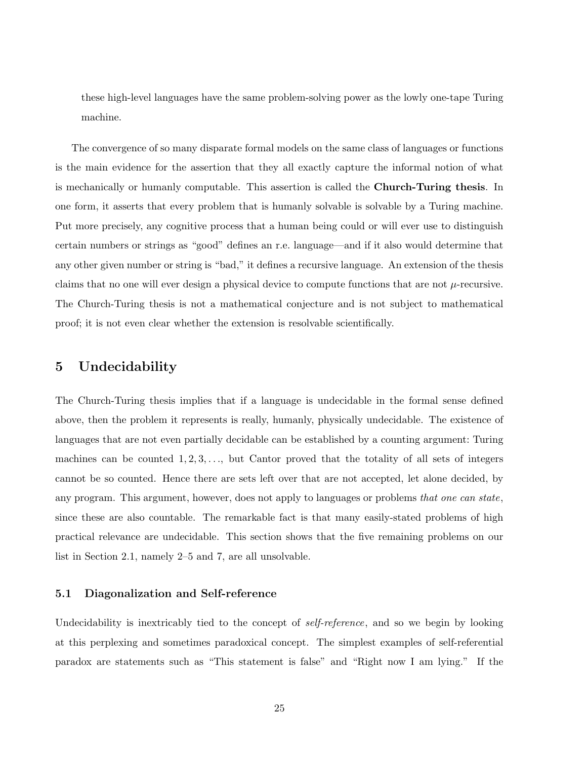these high-level languages have the same problem-solving power as the lowly one-tape Turing machine.

The convergence of so many disparate formal models on the same class of languages or functions is the main evidence for the assertion that they all exactly capture the informal notion of what is mechanically or humanly computable. This assertion is called the **Church-Turing thesis**. In one form, it asserts that every problem that is humanly solvable is solvable by a Turing machine. Put more precisely, any cognitive process that a human being could or will ever use to distinguish certain numbers or strings as "good" defines an r.e. language—and if it also would determine that any other given number or string is "bad," it defines a recursive language. An extension of the thesis claims that no one will ever design a physical device to compute functions that are not $\mu$-recursive. The Church-Turing thesis is not a mathematical conjecture and is not subject to mathematical proof; it is not even clear whether the extension is resolvable scientifically.

## 5 Undecidability

The Church-Turing thesis implies that if a language is undecidable in the formal sense defined above, then the problem it represents is really, humanly, physically undecidable. The existence of languages that are not even partially decidable can be established by a counting argument: Turing machines can be counted $1, 2, 3, \ldots$, but Cantor proved that the totality of all sets of integers cannot be so counted. Hence there are sets left over that are not accepted, let alone decided, by any program. This argument, however, does not apply to languages or problems *that one can state*, since these are also countable. The remarkable fact is that many easily-stated problems of high practical relevance are undecidable. This section shows that the five remaining problems on our list in Section 2.1, namely 2–5 and 7, are all unsolvable.

### 5.1 Diagonalization and Self-reference

Undecidability is inextricably tied to the concept of *self-reference*, and so we begin by looking at this perplexing and sometimes paradoxical concept. The simplest examples of self-referential paradox are statements such as "This statement is false" and "Right now I am lying." If the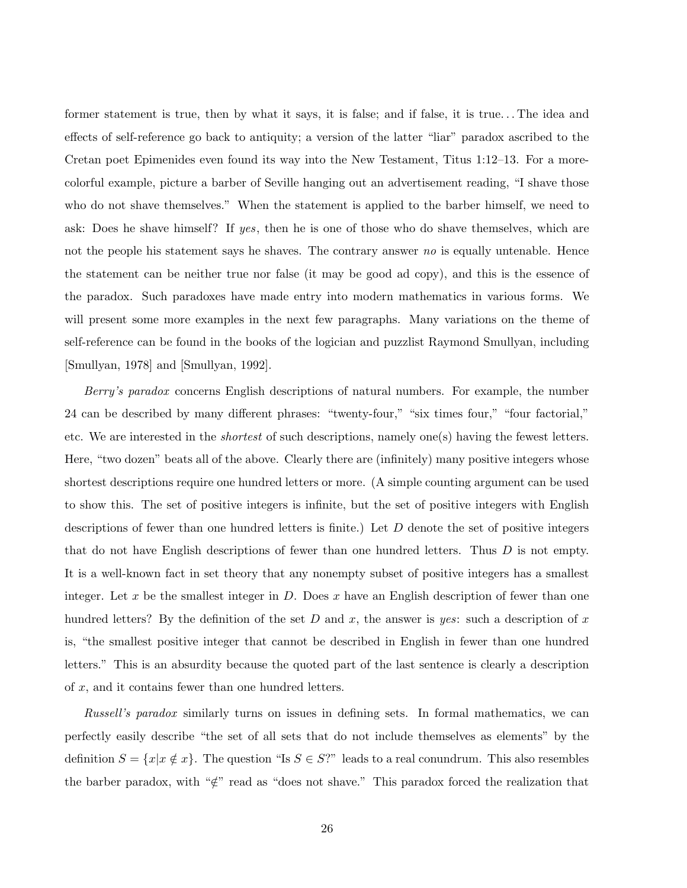former statement is true, then by what it says, it is false; and if false, it is true... The idea and effects of self-reference go back to antiquity; a version of the latter "liar" paradox ascribed to the Cretan poet Epimenides even found its way into the New Testament, Titus 1:12–13. For a more-colorful example, picture a barber of Seville hanging out an advertisement reading, "I shave those who do not shave themselves." When the statement is applied to the barber himself, we need to ask: Does he shave himself? If *yes*, then he is one of those who do shave themselves, which are not the people his statement says he shaves. The contrary answer *no* is equally untenable. Hence the statement can be neither true nor false (it may be good ad copy), and this is the essence of the paradox. Such paradoxes have made entry into modern mathematics in various forms. We will present some more examples in the next few paragraphs. Many variations on the theme of self-reference can be found in the books of the logician and puzzlist Raymond Smullyan, including [Smullyan, 1978] and [Smullyan, 1992].

*Berry's paradox* concerns English descriptions of natural numbers. For example, the number 24 can be described by many different phrases: "twenty-four," "six times four," "four factorial," etc. We are interested in the *shortest* of such descriptions, namely one(s) having the fewest letters. Here, "two dozen" beats all of the above. Clearly there are (infinitely) many positive integers whose shortest descriptions require one hundred letters or more. (A simple counting argument can be used to show this. The set of positive integers is infinite, but the set of positive integers with English descriptions of fewer than one hundred letters is finite.) Let $D$ denote the set of positive integers that do not have English descriptions of fewer than one hundred letters. Thus $D$ is not empty. It is a well-known fact in set theory that any nonempty subset of positive integers has a smallest integer. Let $x$ be the smallest integer in $D$. Does $x$ have an English description of fewer than one hundred letters? By the definition of the set $D$ and $x$, the answer is *yes*: such a description of $x$ is, "the smallest positive integer that cannot be described in English in fewer than one hundred letters." This is an absurdity because the quoted part of the last sentence is clearly a description of $x$, and it contains fewer than one hundred letters.

*Russell's paradox* similarly turns on issues in defining sets. In formal mathematics, we can perfectly easily describe "the set of all sets that do not include themselves as elements" by the definition $S = \{x | x \notin x\}$. The question "Is $S \in S$?" leads to a real conundrum. This also resembles the barber paradox, with "$\notin$" read as "does not shave." This paradox forced the realization that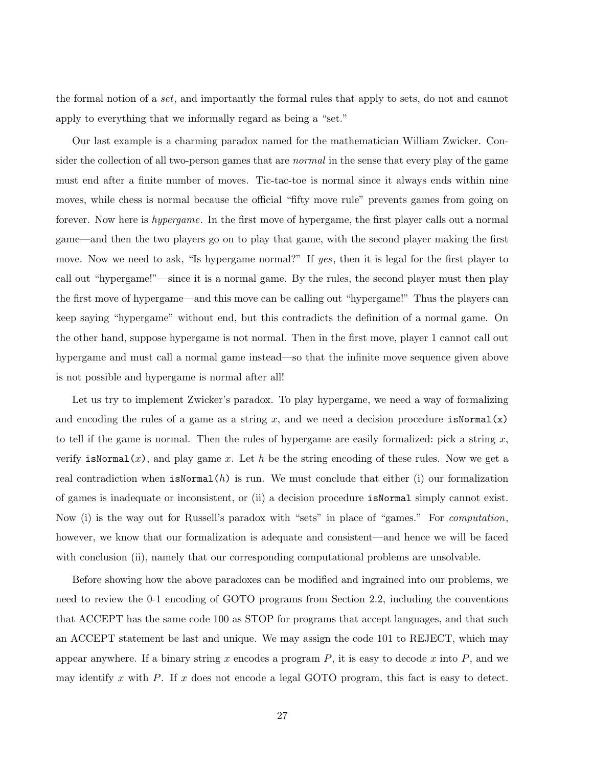the formal notion of a *set*, and importantly the formal rules that apply to sets, do not and cannot apply to everything that we informally regard as being a "set."

Our last example is a charming paradox named for the mathematician William Zwicker. Consider the collection of all two-person games that are *normal* in the sense that every play of the game must end after a finite number of moves. Tic-tac-toe is normal since it always ends within nine moves, while chess is normal because the official "fifty move rule" prevents games from going on forever. Now here is *hypergame*. In the first move of hypergame, the first player calls out a normal game—and then the two players go on to play that game, with the second player making the first move. Now we need to ask, "Is hypergame normal?" If *yes*, then it is legal for the first player to call out "hypergame!"—since it is a normal game. By the rules, the second player must then play the first move of hypergame—and this move can be calling out "hypergame!" Thus the players can keep saying "hypergame" without end, but this contradicts the definition of a normal game. On the other hand, suppose hypergame is not normal. Then in the first move, player 1 cannot call out hypergame and must call a normal game instead—so that the infinite move sequence given above is not possible and hypergame is normal after all!

Let us try to implement Zwicker's paradox. To play hypergame, we need a way of formalizing and encoding the rules of a game as a string $x$, and we need a decision procedure `isNormal(x)` to tell if the game is normal. Then the rules of hypergame are easily formalized: pick a string $x$, verify `isNormal(`$x$`)`, and play game $x$. Let $h$ be the string encoding of these rules. Now we get a real contradiction when `isNormal(`$h$`)` is run. We must conclude that either (i) our formalization of games is inadequate or inconsistent, or (ii) a decision procedure `isNormal` simply cannot exist. Now (i) is the way out for Russell's paradox with "sets" in place of "games." For *computation*, however, we know that our formalization is adequate and consistent—and hence we will be faced with conclusion (ii), namely that our corresponding computational problems are unsolvable.

Before showing how the above paradoxes can be modified and ingrained into our problems, we need to review the 0-1 encoding of GOTO programs from Section 2.2, including the conventions that ACCEPT has the same code 100 as STOP for programs that accept languages, and that such an ACCEPT statement be last and unique. We may assign the code 101 to REJECT, which may appear anywhere. If a binary string $x$ encodes a program $P$, it is easy to decode $x$ into $P$, and we may identify $x$ with $P$. If $x$ does not encode a legal GOTO program, this fact is easy to detect.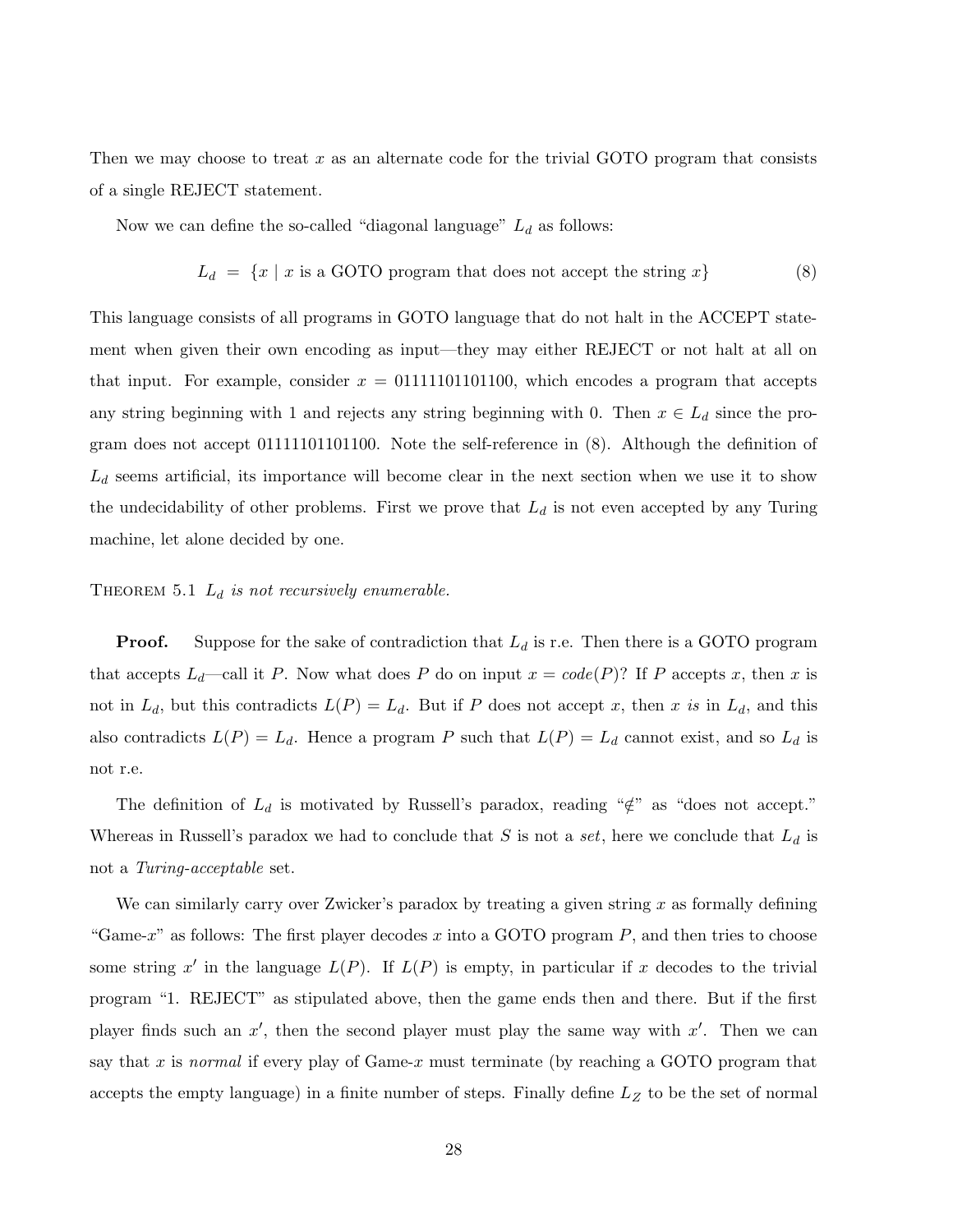Then we may choose to treat $x$ as an alternate code for the trivial GOTO program that consists of a single REJECT statement.

Now we can define the so-called "diagonal language" $L_d$ as follows:

$$L_d \;=\; \{x \mid x \text{ is a GOTO program that does not accept the string } x\} \tag{8}$$

This language consists of all programs in GOTO language that do not halt in the ACCEPT statement when given their own encoding as input—they may either REJECT or not halt at all on that input. For example, consider $x = 01111101101100$, which encodes a program that accepts any string beginning with 1 and rejects any string beginning with 0. Then $x \in L_d$ since the program does not accept 01111101101100. Note the self-reference in (8). Although the definition of $L_d$ seems artificial, its importance will become clear in the next section when we use it to show the undecidability of other problems. First we prove that $L_d$ is not even accepted by any Turing machine, let alone decided by one.

THEOREM 5.1 *$L_d$ is not recursively enumerable.*

**Proof.** Suppose for the sake of contradiction that $L_d$ is r.e. Then there is a GOTO program that accepts $L_d$—call it $P$. Now what does $P$ do on input $x = code(P)$? If $P$ accepts $x$, then $x$ is not in $L_d$, but this contradicts $L(P) = L_d$. But if $P$ does not accept $x$, then $x$ *is* in $L_d$, and this also contradicts $L(P) = L_d$. Hence a program $P$ such that $L(P) = L_d$ cannot exist, and so $L_d$ is not r.e.

The definition of $L_d$ is motivated by Russell's paradox, reading "$\notin$" as "does not accept." Whereas in Russell's paradox we had to conclude that $S$ is not a *set*, here we conclude that $L_d$ is not a *Turing-acceptable* set.

We can similarly carry over Zwicker's paradox by treating a given string $x$ as formally defining "Game-$x$" as follows: The first player decodes $x$ into a GOTO program $P$, and then tries to choose some string $x'$ in the language $L(P)$. If $L(P)$ is empty, in particular if $x$ decodes to the trivial program "1. REJECT" as stipulated above, then the game ends then and there. But if the first player finds such an $x'$, then the second player must play the same way with $x'$. Then we can say that $x$ is *normal* if every play of Game-$x$ must terminate (by reaching a GOTO program that accepts the empty language) in a finite number of steps. Finally define $L_Z$ to be the set of normal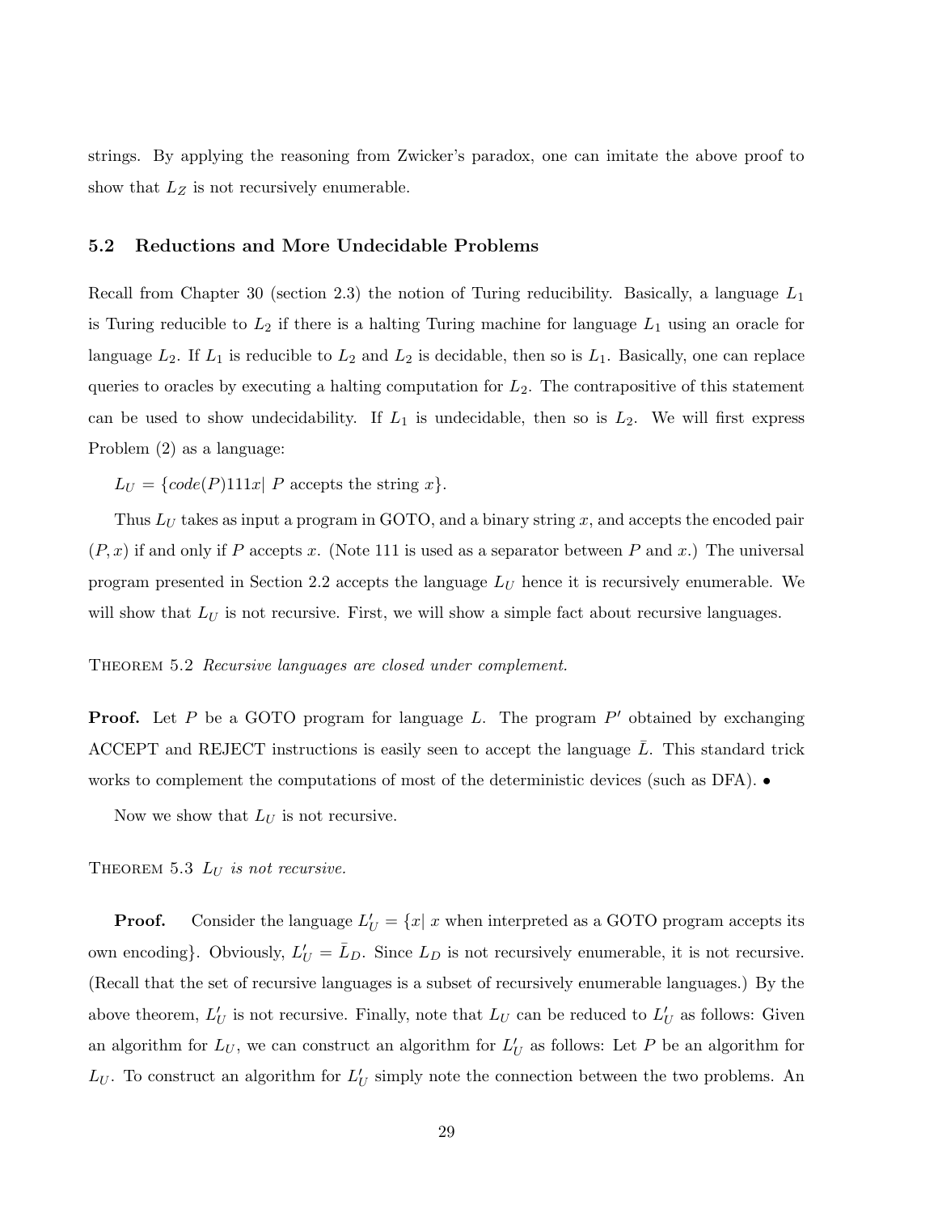strings. By applying the reasoning from Zwicker's paradox, one can imitate the above proof to show that $L_Z$ is not recursively enumerable.

### 5.2 Reductions and More Undecidable Problems

Recall from Chapter 30 (section 2.3) the notion of Turing reducibility. Basically, a language $L_1$ is Turing reducible to $L_2$ if there is a halting Turing machine for language $L_1$ using an oracle for language $L_2$. If $L_1$ is reducible to $L_2$ and $L_2$ is decidable, then so is $L_1$. Basically, one can replace queries to oracles by executing a halting computation for $L_2$. The contrapositive of this statement can be used to show undecidability. If $L_1$ is undecidable, then so is $L_2$. We will first express Problem (2) as a language:

$L_U = \{code(P)111x |\ P$ accepts the string $x\}$.

Thus $L_U$ takes as input a program in GOTO, and a binary string $x$, and accepts the encoded pair $(P, x)$ if and only if $P$ accepts $x$. (Note 111 is used as a separator between $P$ and $x$.) The universal program presented in Section 2.2 accepts the language $L_U$ hence it is recursively enumerable. We will show that $L_U$ is not recursive. First, we will show a simple fact about recursive languages.

Theorem 5.2 *Recursive languages are closed under complement.*

**Proof.** Let $P$ be a GOTO program for language $L$. The program $P'$ obtained by exchanging ACCEPT and REJECT instructions is easily seen to accept the language $\bar{L}$. This standard trick works to complement the computations of most of the deterministic devices (such as DFA). •

Now we show that $L_U$ is not recursive.

Theorem 5.3 *$L_U$ is not recursive.*

**Proof.** Consider the language $L'_U = \{x |\ x$ when interpreted as a GOTO program accepts its own encoding$\}$. Obviously, $L'_U = \bar{L}_D$. Since $L_D$ is not recursively enumerable, it is not recursive. (Recall that the set of recursive languages is a subset of recursively enumerable languages.) By the above theorem, $L'_U$ is not recursive. Finally, note that $L_U$ can be reduced to $L'_U$ as follows: Given an algorithm for $L_U$, we can construct an algorithm for $L'_U$ as follows: Let $P$ be an algorithm for $L_U$. To construct an algorithm for $L'_U$ simply note the connection between the two problems. An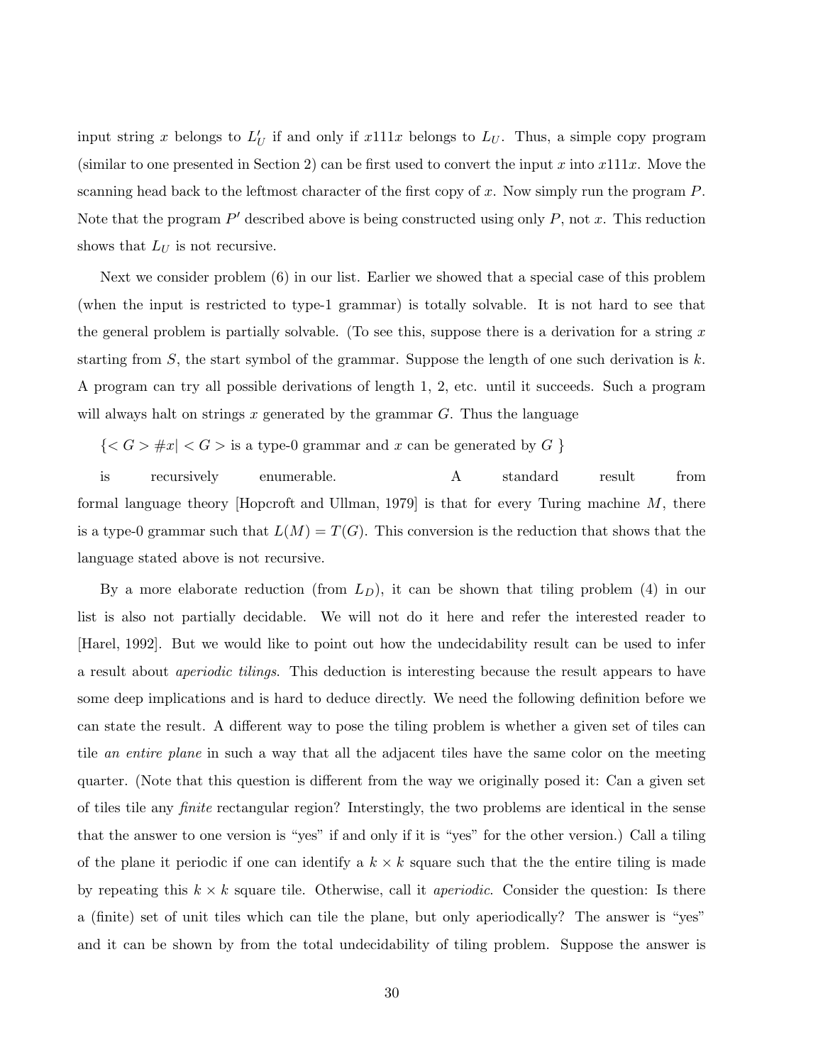input string $x$ belongs to $L'_U$ if and only if $x111x$ belongs to $L_U$. Thus, a simple copy program (similar to one presented in Section 2) can be first used to convert the input $x$ into $x111x$. Move the scanning head back to the leftmost character of the first copy of $x$. Now simply run the program $P$. Note that the program $P'$ described above is being constructed using only $P$, not $x$. This reduction shows that $L_U$ is not recursive.

Next we consider problem (6) in our list. Earlier we showed that a special case of this problem (when the input is restricted to type-1 grammar) is totally solvable. It is not hard to see that the general problem is partially solvable. (To see this, suppose there is a derivation for a string $x$ starting from $S$, the start symbol of the grammar. Suppose the length of one such derivation is $k$. A program can try all possible derivations of length 1, 2, etc. until it succeeds. Such a program will always halt on strings $x$ generated by the grammar $G$. Thus the language

$\{< G > \#x| < G >$ is a type-0 grammar and $x$ can be generated by $G$ $\}$

is recursively enumerable. A standard result from formal language theory [Hopcroft and Ullman, 1979] is that for every Turing machine $M$, there is a type-0 grammar such that $L(M) = T(G)$. This conversion is the reduction that shows that the language stated above is not recursive.

By a more elaborate reduction (from $L_D$), it can be shown that tiling problem (4) in our list is also not partially decidable. We will not do it here and refer the interested reader to [Harel, 1992]. But we would like to point out how the undecidability result can be used to infer a result about *aperiodic tilings*. This deduction is interesting because the result appears to have some deep implications and is hard to deduce directly. We need the following definition before we can state the result. A different way to pose the tiling problem is whether a given set of tiles can tile *an entire plane* in such a way that all the adjacent tiles have the same color on the meeting quarter. (Note that this question is different from the way we originally posed it: Can a given set of tiles tile any *finite* rectangular region? Interstingly, the two problems are identical in the sense that the answer to one version is "yes" if and only if it is "yes" for the other version.) Call a tiling of the plane it periodic if one can identify a $k \times k$ square such that the the entire tiling is made by repeating this $k \times k$ square tile. Otherwise, call it *aperiodic*. Consider the question: Is there a (finite) set of unit tiles which can tile the plane, but only aperiodically? The answer is "yes" and it can be shown by from the total undecidability of tiling problem. Suppose the answer is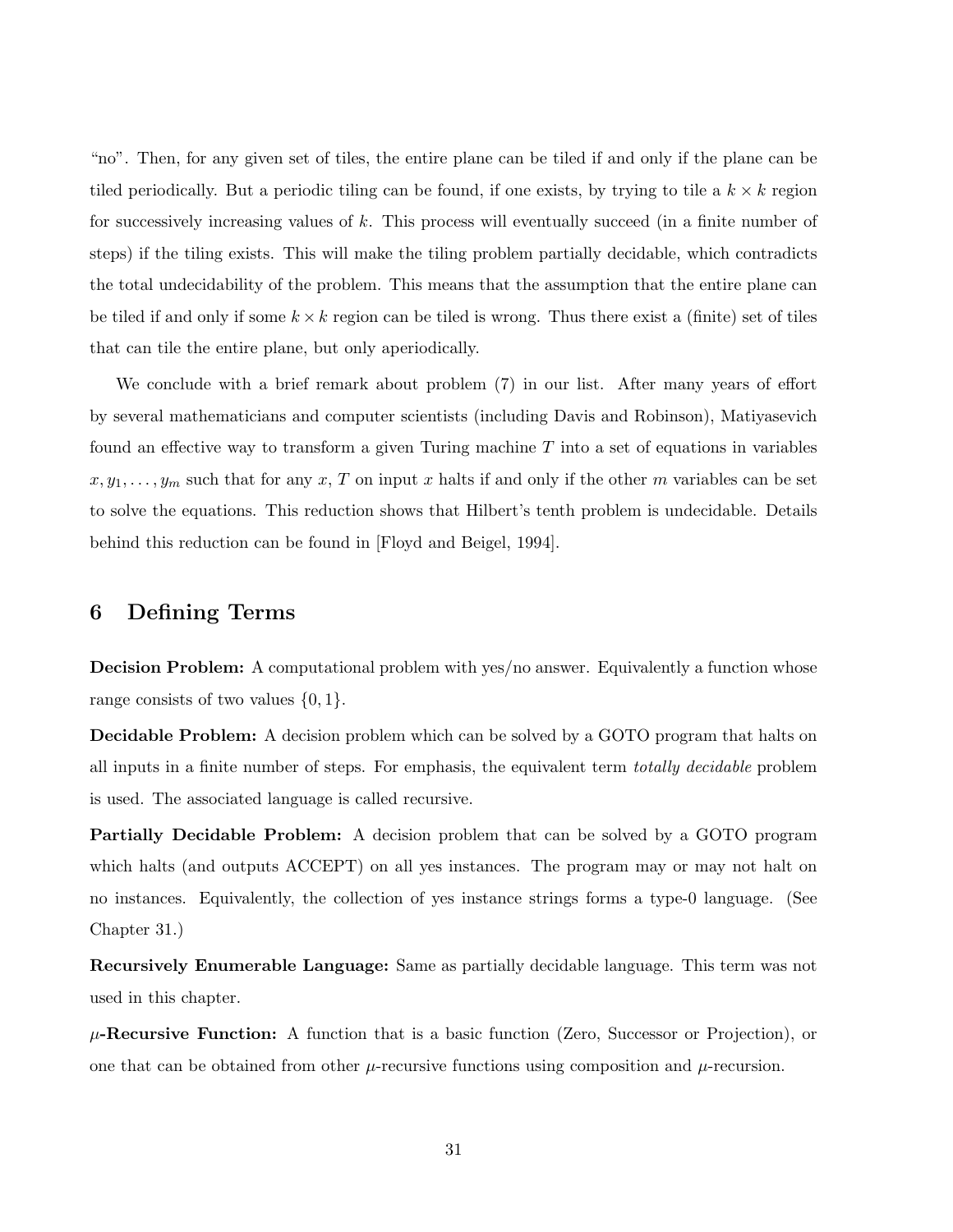"no". Then, for any given set of tiles, the entire plane can be tiled if and only if the plane can be tiled periodically. But a periodic tiling can be found, if one exists, by trying to tile a $k \times k$ region for successively increasing values of $k$. This process will eventually succeed (in a finite number of steps) if the tiling exists. This will make the tiling problem partially decidable, which contradicts the total undecidability of the problem. This means that the assumption that the entire plane can be tiled if and only if some $k \times k$ region can be tiled is wrong. Thus there exist a (finite) set of tiles that can tile the entire plane, but only aperiodically.

We conclude with a brief remark about problem (7) in our list. After many years of effort by several mathematicians and computer scientists (including Davis and Robinson), Matiyasevich found an effective way to transform a given Turing machine $T$ into a set of equations in variables $x, y_1, \ldots, y_m$ such that for any $x$, $T$ on input $x$ halts if and only if the other $m$ variables can be set to solve the equations. This reduction shows that Hilbert's tenth problem is undecidable. Details behind this reduction can be found in [Floyd and Beigel, 1994].

## 6 Defining Terms

**Decision Problem:** A computational problem with yes/no answer. Equivalently a function whose range consists of two values $\{0, 1\}$.

**Decidable Problem:** A decision problem which can be solved by a GOTO program that halts on all inputs in a finite number of steps. For emphasis, the equivalent term *totally decidable* problem is used. The associated language is called recursive.

**Partially Decidable Problem:** A decision problem that can be solved by a GOTO program which halts (and outputs ACCEPT) on all yes instances. The program may or may not halt on no instances. Equivalently, the collection of yes instance strings forms a type-0 language. (See Chapter 31.)

**Recursively Enumerable Language:** Same as partially decidable language. This term was not used in this chapter.

**$\mu$-Recursive Function:** A function that is a basic function (Zero, Successor or Projection), or one that can be obtained from other $\mu$-recursive functions using composition and $\mu$-recursion.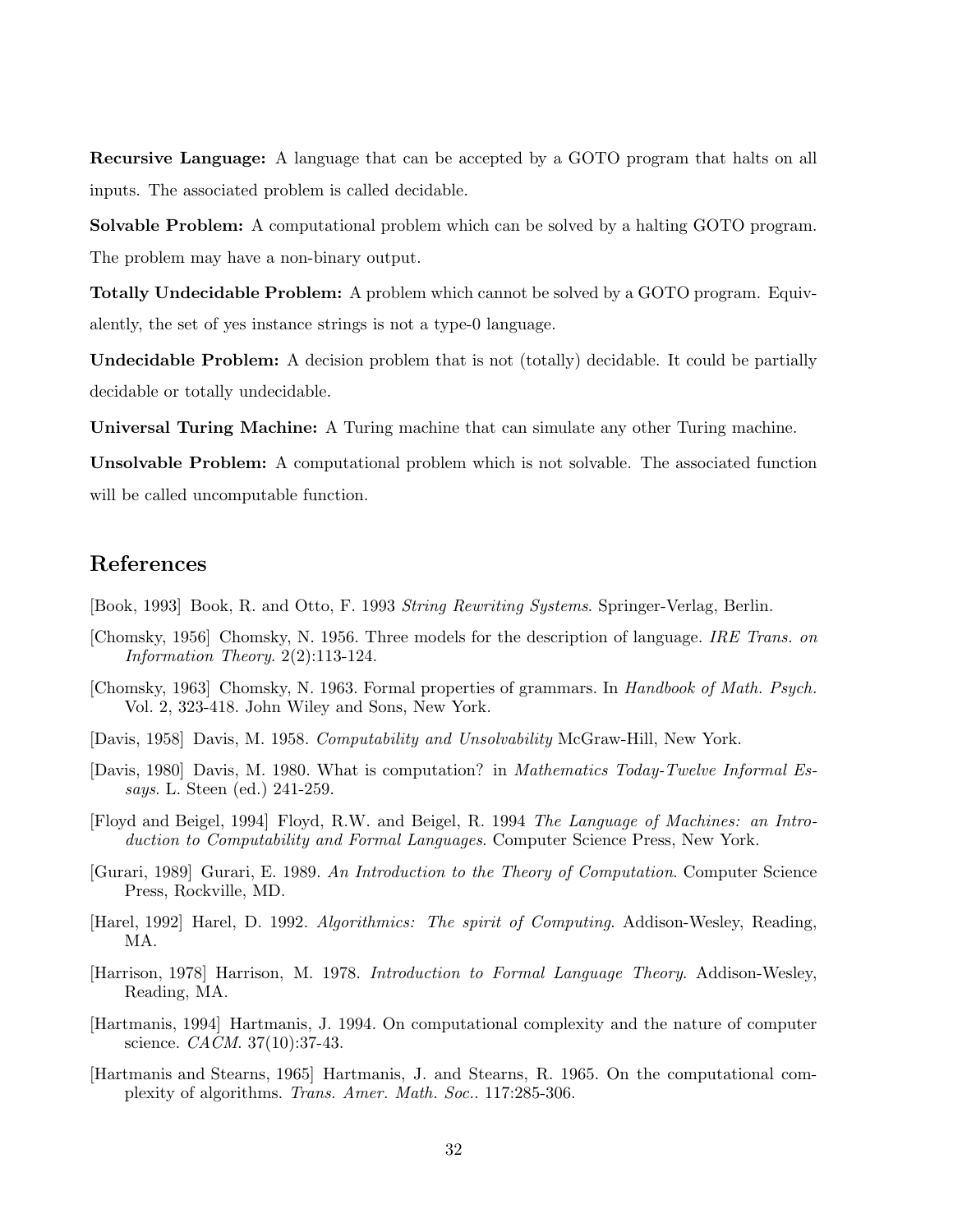**Recursive Language:** A language that can be accepted by a GOTO program that halts on all inputs. The associated problem is called decidable.

**Solvable Problem:** A computational problem which can be solved by a halting GOTO program. The problem may have a non-binary output.

**Totally Undecidable Problem:** A problem which cannot be solved by a GOTO program. Equivalently, the set of yes instance strings is not a type-0 language.

**Undecidable Problem:** A decision problem that is not (totally) decidable. It could be partially decidable or totally undecidable.

**Universal Turing Machine:** A Turing machine that can simulate any other Turing machine.

**Unsolvable Problem:** A computational problem which is not solvable. The associated function will be called uncomputable function.

## References

[Book, 1993] Book, R. and Otto, F. 1993 *String Rewriting Systems*. Springer-Verlag, Berlin.

[Chomsky, 1956] Chomsky, N. 1956. Three models for the description of language. *IRE Trans. on Information Theory*. 2(2):113-124.

[Chomsky, 1963] Chomsky, N. 1963. Formal properties of grammars. In *Handbook of Math. Psych.* Vol. 2, 323-418. John Wiley and Sons, New York.

[Davis, 1958] Davis, M. 1958. *Computability and Unsolvability* McGraw-Hill, New York.

[Davis, 1980] Davis, M. 1980. What is computation? in *Mathematics Today-Twelve Informal Essays*. L. Steen (ed.) 241-259.

[Floyd and Beigel, 1994] Floyd, R.W. and Beigel, R. 1994 *The Language of Machines: an Introduction to Computability and Formal Languages*. Computer Science Press, New York.

[Gurari, 1989] Gurari, E. 1989. *An Introduction to the Theory of Computation*. Computer Science Press, Rockville, MD.

[Harel, 1992] Harel, D. 1992. *Algorithmics: The spirit of Computing*. Addison-Wesley, Reading, MA.

[Harrison, 1978] Harrison, M. 1978. *Introduction to Formal Language Theory*. Addison-Wesley, Reading, MA.

[Hartmanis, 1994] Hartmanis, J. 1994. On computational complexity and the nature of computer science. *CACM*. 37(10):37-43.

[Hartmanis and Stearns, 1965] Hartmanis, J. and Stearns, R. 1965. On the computational complexity of algorithms. *Trans. Amer. Math. Soc.*. 117:285-306.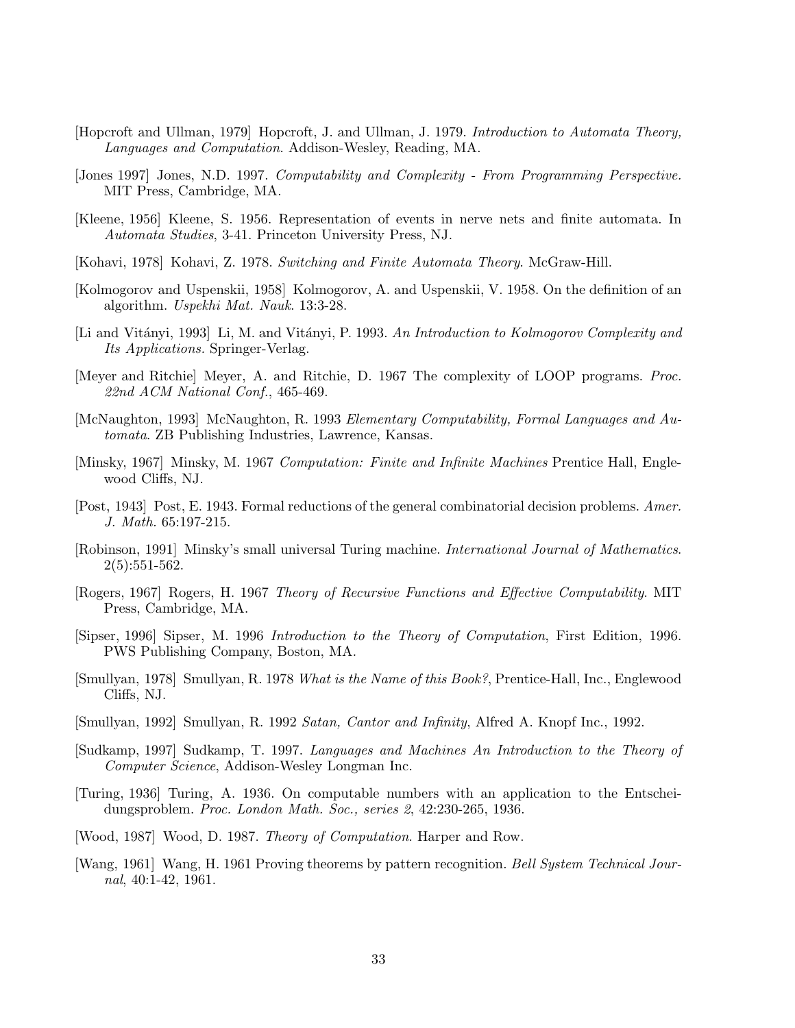[Hopcroft and Ullman, 1979] Hopcroft, J. and Ullman, J. 1979. *Introduction to Automata Theory, Languages and Computation*. Addison-Wesley, Reading, MA.

[Jones 1997] Jones, N.D. 1997. *Computability and Complexity - From Programming Perspective.* MIT Press, Cambridge, MA.

[Kleene, 1956] Kleene, S. 1956. Representation of events in nerve nets and finite automata. In *Automata Studies*, 3-41. Princeton University Press, NJ.

[Kohavi, 1978] Kohavi, Z. 1978. *Switching and Finite Automata Theory*. McGraw-Hill.

[Kolmogorov and Uspenskii, 1958] Kolmogorov, A. and Uspenskii, V. 1958. On the definition of an algorithm. *Uspekhi Mat. Nauk*. 13:3-28.

[Li and Vitányi, 1993] Li, M. and Vitányi, P. 1993. *An Introduction to Kolmogorov Complexity and Its Applications.* Springer-Verlag.

[Meyer and Ritchie] Meyer, A. and Ritchie, D. 1967 The complexity of LOOP programs. *Proc. 22nd ACM National Conf.*, 465-469.

[McNaughton, 1993] McNaughton, R. 1993 *Elementary Computability, Formal Languages and Automata*. ZB Publishing Industries, Lawrence, Kansas.

[Minsky, 1967] Minsky, M. 1967 *Computation: Finite and Infinite Machines* Prentice Hall, Englewood Cliffs, NJ.

[Post, 1943] Post, E. 1943. Formal reductions of the general combinatorial decision problems. *Amer. J. Math.* 65:197-215.

[Robinson, 1991] Minsky's small universal Turing machine. *International Journal of Mathematics.* 2(5):551-562.

[Rogers, 1967] Rogers, H. 1967 *Theory of Recursive Functions and Effective Computability.* MIT Press, Cambridge, MA.

[Sipser, 1996] Sipser, M. 1996 *Introduction to the Theory of Computation*, First Edition, 1996. PWS Publishing Company, Boston, MA.

[Smullyan, 1978] Smullyan, R. 1978 *What is the Name of this Book?*, Prentice-Hall, Inc., Englewood Cliffs, NJ.

[Smullyan, 1992] Smullyan, R. 1992 *Satan, Cantor and Infinity*, Alfred A. Knopf Inc., 1992.

[Sudkamp, 1997] Sudkamp, T. 1997. *Languages and Machines An Introduction to the Theory of Computer Science*, Addison-Wesley Longman Inc.

[Turing, 1936] Turing, A. 1936. On computable numbers with an application to the Entscheidungsproblem. *Proc. London Math. Soc., series 2*, 42:230-265, 1936.

[Wood, 1987] Wood, D. 1987. *Theory of Computation*. Harper and Row.

[Wang, 1961] Wang, H. 1961 Proving theorems by pattern recognition. *Bell System Technical Journal*, 40:1-42, 1961.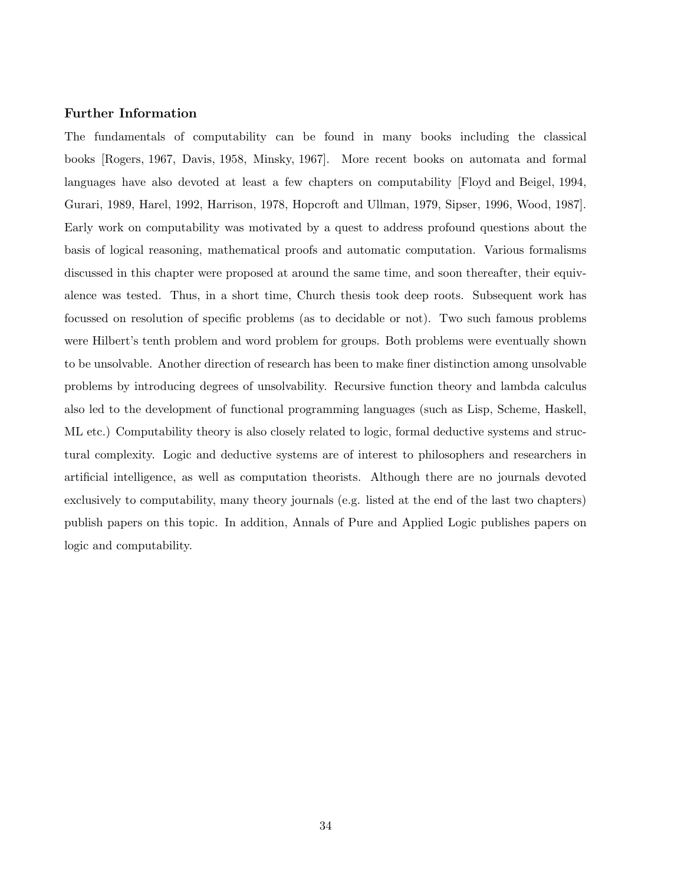### Further Information

The fundamentals of computability can be found in many books including the classical books [Rogers, 1967, Davis, 1958, Minsky, 1967]. More recent books on automata and formal languages have also devoted at least a few chapters on computability [Floyd and Beigel, 1994, Gurari, 1989, Harel, 1992, Harrison, 1978, Hopcroft and Ullman, 1979, Sipser, 1996, Wood, 1987]. Early work on computability was motivated by a quest to address profound questions about the basis of logical reasoning, mathematical proofs and automatic computation. Various formalisms discussed in this chapter were proposed at around the same time, and soon thereafter, their equivalence was tested. Thus, in a short time, Church thesis took deep roots. Subsequent work has focussed on resolution of specific problems (as to decidable or not). Two such famous problems were Hilbert's tenth problem and word problem for groups. Both problems were eventually shown to be unsolvable. Another direction of research has been to make finer distinction among unsolvable problems by introducing degrees of unsolvability. Recursive function theory and lambda calculus also led to the development of functional programming languages (such as Lisp, Scheme, Haskell, ML etc.) Computability theory is also closely related to logic, formal deductive systems and structural complexity. Logic and deductive systems are of interest to philosophers and researchers in artificial intelligence, as well as computation theorists. Although there are no journals devoted exclusively to computability, many theory journals (e.g. listed at the end of the last two chapters) publish papers on this topic. In addition, Annals of Pure and Applied Logic publishes papers on logic and computability.